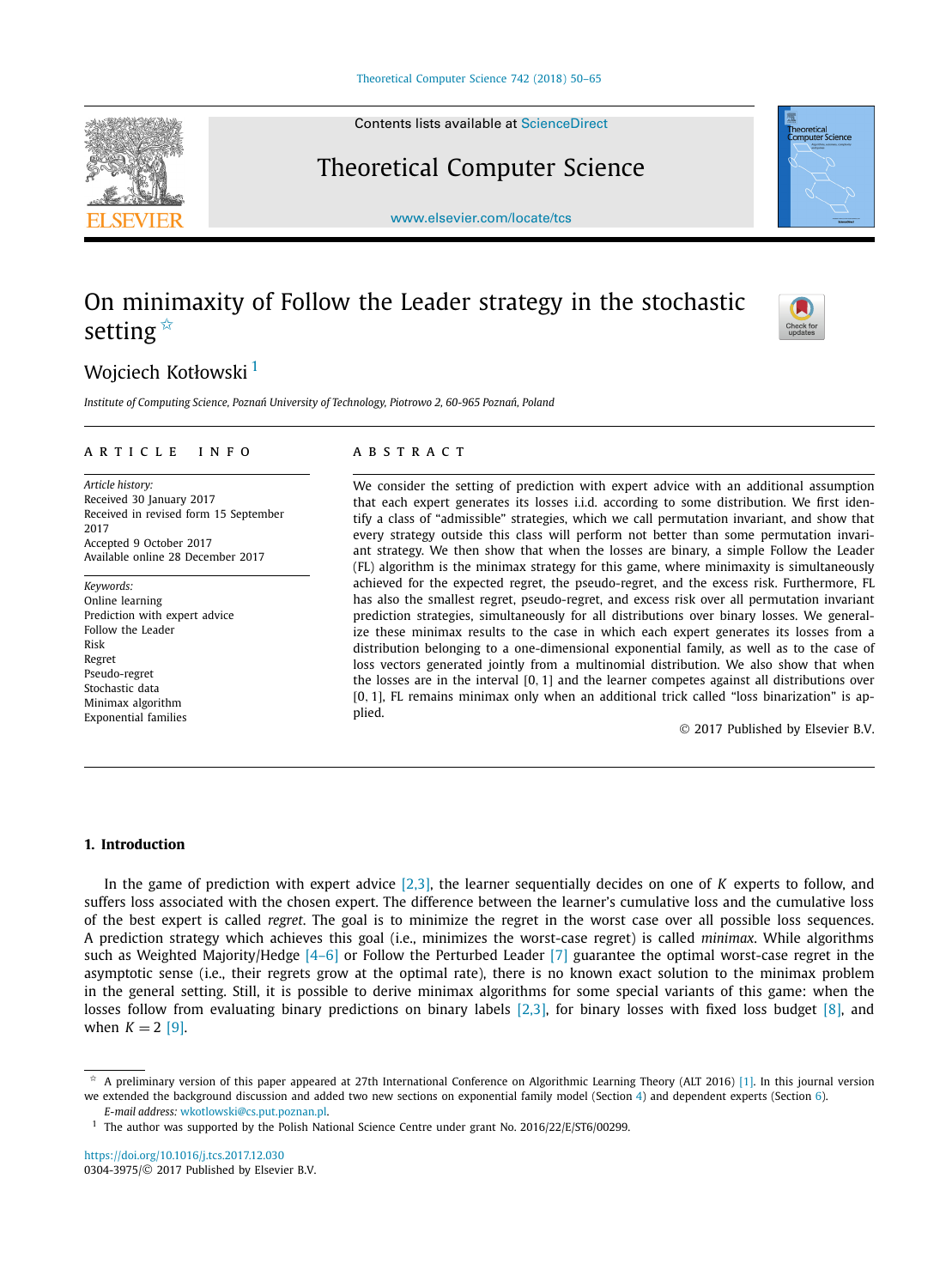# On minimaxity of Follow the Leader strategy in the stochastic setting ☆

Wojciech Kotłowski [1]

*Institute of Computing Science, Poznań University of Technology, Piotrowo 2, 60-965 Poznań, Poland*

**ARTICLE INFO**

*Article history:*
Received 30 January 2017
Received in revised form 15 September 2017
Accepted 9 October 2017
Available online 28 December 2017

*Keywords:*
Online learning
Prediction with expert advice
Follow the Leader
Risk
Regret
Pseudo-regret
Stochastic data
Minimax algorithm
Exponential families

**ABSTRACT**

We consider the setting of prediction with expert advice with an additional assumption that each expert generates its losses i.i.d. according to some distribution. We first identify a class of "admissible" strategies, which we call permutation invariant, and show that every strategy outside this class will perform not better than some permutation invariant strategy. We then show that when the losses are binary, a simple Follow the Leader (FL) algorithm is the minimax strategy for this game, where minimaxity is simultaneously achieved for the expected regret, the pseudo-regret, and the excess risk. Furthermore, FL has also the smallest regret, pseudo-regret, and excess risk over all permutation invariant prediction strategies, simultaneously for all distributions over binary losses. We generalize these minimax results to the case in which each expert generates its losses from a distribution belonging to a one-dimensional exponential family, as well as to the case of loss vectors generated jointly from a multinomial distribution. We also show that when the losses are in the interval $[0, 1]$ and the learner competes against all distributions over $[0, 1]$, FL remains minimax only when an additional trick called "loss binarization" is applied.

© 2017 Published by Elsevier B.V.

## 1. Introduction

In the game of prediction with expert advice [2,3], the learner sequentially decides on one of $K$ experts to follow, and suffers loss associated with the chosen expert. The difference between the learner's cumulative loss and the cumulative loss of the best expert is called *regret*. The goal is to minimize the regret in the worst case over all possible loss sequences. A prediction strategy which achieves this goal (i.e., minimizes the worst-case regret) is called *minimax*. While algorithms such as Weighted Majority/Hedge [4–6] or Follow the Perturbed Leader [7] guarantee the optimal worst-case regret in the asymptotic sense (i.e., their regrets grow at the optimal rate), there is no known exact solution to the minimax problem in the general setting. Still, it is possible to derive minimax algorithms for some special variants of this game: when the losses follow from evaluating binary predictions on binary labels [2,3], for binary losses with fixed loss budget [8], and when $K = 2$ [9].

☆ A preliminary version of this paper appeared at 27th International Conference on Algorithmic Learning Theory (ALT 2016) [1]. In this journal version we extended the background discussion and added two new sections on exponential family model (Section 4) and dependent experts (Section 6).
*E-mail address:* wkotlowski@cs.put.poznan.pl.

[1] The author was supported by the Polish National Science Centre under grant No. 2016/22/E/ST6/00299.

https://doi.org/10.1016/j.tcs.2017.12.030
0304-3975/© 2017 Published by Elsevier B.V.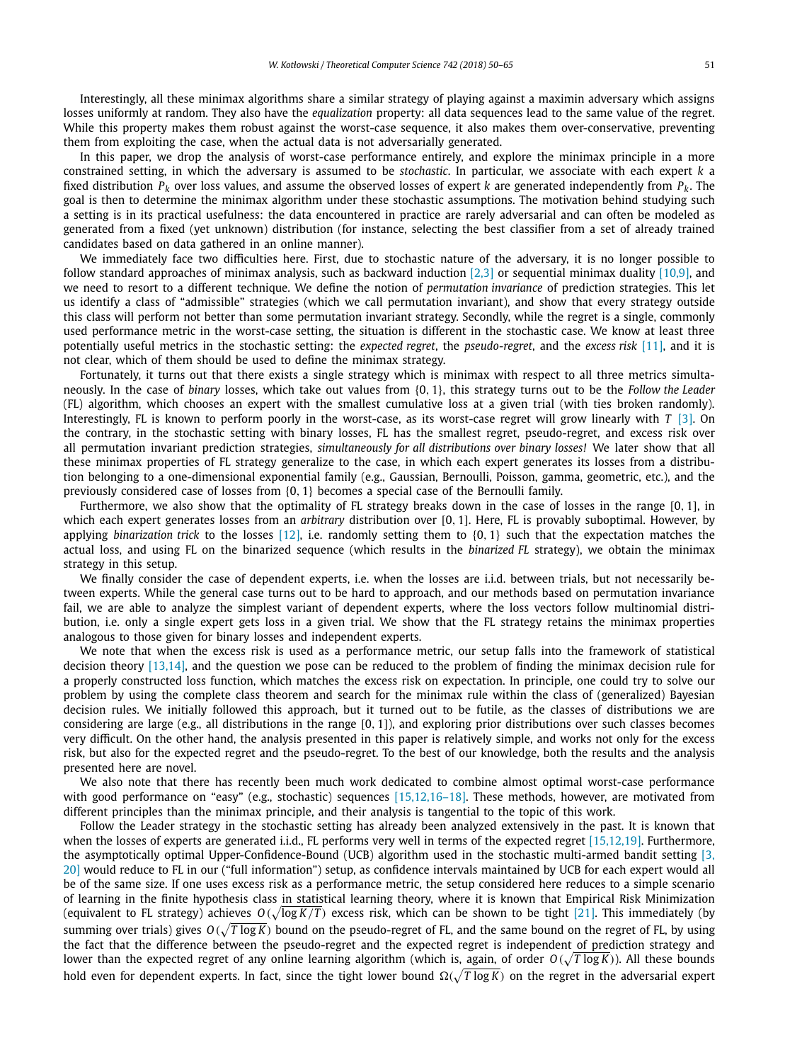Interestingly, all these minimax algorithms share a similar strategy of playing against a maximin adversary which assigns losses uniformly at random. They also have the *equalization* property: all data sequences lead to the same value of the regret. While this property makes them robust against the worst-case sequence, it also makes them over-conservative, preventing them from exploiting the case, when the actual data is not adversarially generated.

In this paper, we drop the analysis of worst-case performance entirely, and explore the minimax principle in a more constrained setting, in which the adversary is assumed to be *stochastic*. In particular, we associate with each expert $k$ a fixed distribution $P_k$ over loss values, and assume the observed losses of expert $k$ are generated independently from $P_k$. The goal is then to determine the minimax algorithm under these stochastic assumptions. The motivation behind studying such a setting is in its practical usefulness: the data encountered in practice are rarely adversarial and can often be modeled as generated from a fixed (yet unknown) distribution (for instance, selecting the best classifier from a set of already trained candidates based on data gathered in an online manner).

We immediately face two difficulties here. First, due to stochastic nature of the adversary, it is no longer possible to follow standard approaches of minimax analysis, such as backward induction [2,3] or sequential minimax duality [10,9], and we need to resort to a different technique. We define the notion of *permutation invariance* of prediction strategies. This let us identify a class of "admissible" strategies (which we call permutation invariant), and show that every strategy outside this class will perform not better than some permutation invariant strategy. Secondly, while the regret is a single, commonly used performance metric in the worst-case setting, the situation is different in the stochastic case. We know at least three potentially useful metrics in the stochastic setting: the *expected regret*, the *pseudo-regret*, and the *excess risk* [11], and it is not clear, which of them should be used to define the minimax strategy.

Fortunately, it turns out that there exists a single strategy which is minimax with respect to all three metrics simultaneously. In the case of *binary* losses, which take out values from $\{0, 1\}$, this strategy turns out to be the *Follow the Leader* (FL) algorithm, which chooses an expert with the smallest cumulative loss at a given trial (with ties broken randomly). Interestingly, FL is known to perform poorly in the worst-case, as its worst-case regret will grow linearly with $T$ [3]. On the contrary, in the stochastic setting with binary losses, FL has the smallest regret, pseudo-regret, and excess risk over all permutation invariant prediction strategies, *simultaneously for all distributions over binary losses!* We later show that all these minimax properties of FL strategy generalize to the case, in which each expert generates its losses from a distribution belonging to a one-dimensional exponential family (e.g., Gaussian, Bernoulli, Poisson, gamma, geometric, etc.), and the previously considered case of losses from $\{0, 1\}$ becomes a special case of the Bernoulli family.

Furthermore, we also show that the optimality of FL strategy breaks down in the case of losses in the range $[0, 1]$, in which each expert generates losses from an *arbitrary* distribution over $[0, 1]$. Here, FL is provably suboptimal. However, by applying *binarization trick* to the losses [12], i.e. randomly setting them to $\{0, 1\}$ such that the expectation matches the actual loss, and using FL on the binarized sequence (which results in the *binarized FL* strategy), we obtain the minimax strategy in this setup.

We finally consider the case of dependent experts, i.e. when the losses are i.i.d. between trials, but not necessarily between experts. While the general case turns out to be hard to approach, and our methods based on permutation invariance fail, we are able to analyze the simplest variant of dependent experts, where the loss vectors follow multinomial distribution, i.e. only a single expert gets loss in a given trial. We show that the FL strategy retains the minimax properties analogous to those given for binary losses and independent experts.

We note that when the excess risk is used as a performance metric, our setup falls into the framework of statistical decision theory [13,14], and the question we pose can be reduced to the problem of finding the minimax decision rule for a properly constructed loss function, which matches the excess risk on expectation. In principle, one could try to solve our problem by using the complete class theorem and search for the minimax rule within the class of (generalized) Bayesian decision rules. We initially followed this approach, but it turned out to be futile, as the classes of distributions we are considering are large (e.g., all distributions in the range $[0, 1]$), and exploring prior distributions over such classes becomes very difficult. On the other hand, the analysis presented in this paper is relatively simple, and works not only for the excess risk, but also for the expected regret and the pseudo-regret. To the best of our knowledge, both the results and the analysis presented here are novel.

We also note that there has recently been much work dedicated to combine almost optimal worst-case performance with good performance on "easy" (e.g., stochastic) sequences [15,12,16–18]. These methods, however, are motivated from different principles than the minimax principle, and their analysis is tangential to the topic of this work.

Follow the Leader strategy in the stochastic setting has already been analyzed extensively in the past. It is known that when the losses of experts are generated i.i.d., FL performs very well in terms of the expected regret [15,12,19]. Furthermore, the asymptotically optimal Upper-Confidence-Bound (UCB) algorithm used in the stochastic multi-armed bandit setting [3, 20] would reduce to FL in our ("full information") setup, as confidence intervals maintained by UCB for each expert would all be of the same size. If one uses excess risk as a performance metric, the setup considered here reduces to a simple scenario of learning in the finite hypothesis class in statistical learning theory, where it is known that Empirical Risk Minimization (equivalent to FL strategy) achieves $O(\sqrt{\log K/T})$ excess risk, which can be shown to be tight [21]. This immediately (by summing over trials) gives $O(\sqrt{T \log K})$ bound on the pseudo-regret of FL, and the same bound on the regret of FL, by using the fact that the difference between the pseudo-regret and the expected regret is independent of prediction strategy and lower than the expected regret of any online learning algorithm (which is, again, of order $O(\sqrt{T \log K})$). All these bounds hold even for dependent experts. In fact, since the tight lower bound $\Omega(\sqrt{T \log K})$ on the regret in the adversarial expert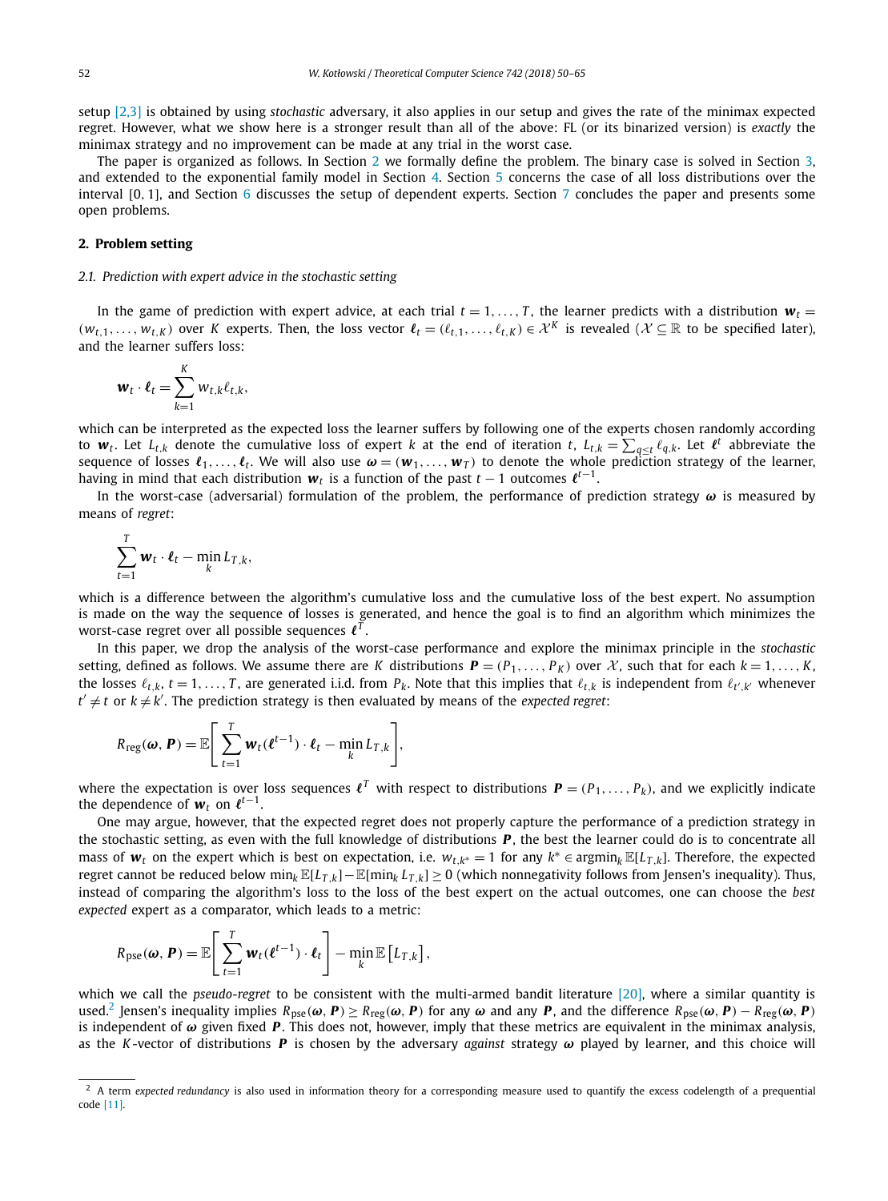setup [2,3] is obtained by using *stochastic* adversary, it also applies in our setup and gives the rate of the minimax expected regret. However, what we show here is a stronger result than all of the above: FL (or its binarized version) is *exactly* the minimax strategy and no improvement can be made at any trial in the worst case.

The paper is organized as follows. In Section 2 we formally define the problem. The binary case is solved in Section 3, and extended to the exponential family model in Section 4. Section 5 concerns the case of all loss distributions over the interval $[0,1]$, and Section 6 discusses the setup of dependent experts. Section 7 concludes the paper and presents some open problems.

## 2. Problem setting

### 2.1. Prediction with expert advice in the stochastic setting

In the game of prediction with expert advice, at each trial $t = 1, \dots, T$, the learner predicts with a distribution $\boldsymbol{w}_t = (w_{t,1}, \dots, w_{t,K})$ over $K$ experts. Then, the loss vector $\boldsymbol{\ell}_t = (\ell_{t,1}, \dots, \ell_{t,K}) \in \mathcal{X}^K$ is revealed ($\mathcal{X} \subseteq \mathbb{R}$ to be specified later), and the learner suffers loss:

$$\boldsymbol{w}_t \cdot \boldsymbol{\ell}_t = \sum_{k=1}^{K} w_{t,k} \ell_{t,k},$$

which can be interpreted as the expected loss the learner suffers by following one of the experts chosen randomly according to $\boldsymbol{w}_t$. Let $L_{t,k}$ denote the cumulative loss of expert $k$ at the end of iteration $t$, $L_{t,k} = \sum_{q \le t} \ell_{q,k}$. Let $\boldsymbol{\ell}^t$ abbreviate the sequence of losses $\boldsymbol{\ell}_1, \dots, \boldsymbol{\ell}_t$. We will also use $\boldsymbol{\omega} = (\boldsymbol{w}_1, \dots, \boldsymbol{w}_T)$ to denote the whole prediction strategy of the learner, having in mind that each distribution $\boldsymbol{w}_t$ is a function of the past $t-1$ outcomes $\boldsymbol{\ell}^{t-1}$.

In the worst-case (adversarial) formulation of the problem, the performance of prediction strategy $\boldsymbol{\omega}$ is measured by means of *regret*:

$$\sum_{t=1}^{T} \boldsymbol{w}_t \cdot \boldsymbol{\ell}_t - \min_k L_{T,k},$$

which is a difference between the algorithm's cumulative loss and the cumulative loss of the best expert. No assumption is made on the way the sequence of losses is generated, and hence the goal is to find an algorithm which minimizes the worst-case regret over all possible sequences $\boldsymbol{\ell}^T$.

In this paper, we drop the analysis of the worst-case performance and explore the minimax principle in the *stochastic* setting, defined as follows. We assume there are $K$ distributions $\boldsymbol{P} = (P_1, \dots, P_K)$ over $\mathcal{X}$, such that for each $k = 1, \dots, K$, the losses $\ell_{t,k}$, $t = 1, \dots, T$, are generated i.i.d. from $P_k$. Note that this implies that $\ell_{t,k}$ is independent from $\ell_{t',k'}$ whenever $t' \neq t$ or $k \neq k'$. The prediction strategy is then evaluated by means of the *expected regret*:

$$R_{\text{reg}}(\boldsymbol{\omega}, \boldsymbol{P}) = \mathbb{E}\left[\sum_{t=1}^{T} \boldsymbol{w}_t(\boldsymbol{\ell}^{t-1}) \cdot \boldsymbol{\ell}_t - \min_k L_{T,k}\right],$$

where the expectation is over loss sequences $\boldsymbol{\ell}^T$ with respect to distributions $\boldsymbol{P} = (P_1, \dots, P_k)$, and we explicitly indicate the dependence of $\boldsymbol{w}_t$ on $\boldsymbol{\ell}^{t-1}$.

One may argue, however, that the expected regret does not properly capture the performance of a prediction strategy in the stochastic setting, as even with the full knowledge of distributions $\boldsymbol{P}$, the best the learner could do is to concentrate all mass of $\boldsymbol{w}_t$ on the expert which is best on expectation, i.e. $w_{t,k^*} = 1$ for any $k^* \in \operatorname{argmin}_k \mathbb{E}[L_{T,k}]$. Therefore, the expected regret cannot be reduced below $\min_k \mathbb{E}[L_{T,k}] - \mathbb{E}[\min_k L_{T,k}] \ge 0$ (which nonnegativity follows from Jensen's inequality). Thus, instead of comparing the algorithm's loss to the loss of the best expert on the actual outcomes, one can choose the *best expected* expert as a comparator, which leads to a metric:

$$R_{\text{pse}}(\boldsymbol{\omega}, \boldsymbol{P}) = \mathbb{E}\left[\sum_{t=1}^{T} \boldsymbol{w}_t(\boldsymbol{\ell}^{t-1}) \cdot \boldsymbol{\ell}_t\right] - \min_k \mathbb{E}\left[L_{T,k}\right],$$

which we call the *pseudo-regret* to be consistent with the multi-armed bandit literature [20], where a similar quantity is used.[2] Jensen's inequality implies $R_{\text{pse}}(\boldsymbol{\omega}, \boldsymbol{P}) \ge R_{\text{reg}}(\boldsymbol{\omega}, \boldsymbol{P})$ for any $\boldsymbol{\omega}$ and any $\boldsymbol{P}$, and the difference $R_{\text{pse}}(\boldsymbol{\omega}, \boldsymbol{P}) - R_{\text{reg}}(\boldsymbol{\omega}, \boldsymbol{P})$ is independent of $\boldsymbol{\omega}$ given fixed $\boldsymbol{P}$. This does not, however, imply that these metrics are equivalent in the minimax analysis, as the $K$-vector of distributions $\boldsymbol{P}$ is chosen by the adversary *against* strategy $\boldsymbol{\omega}$ played by learner, and this choice will

[2] A term *expected redundancy* is also used in information theory for a corresponding measure used to quantify the excess codelength of a prequential code [11].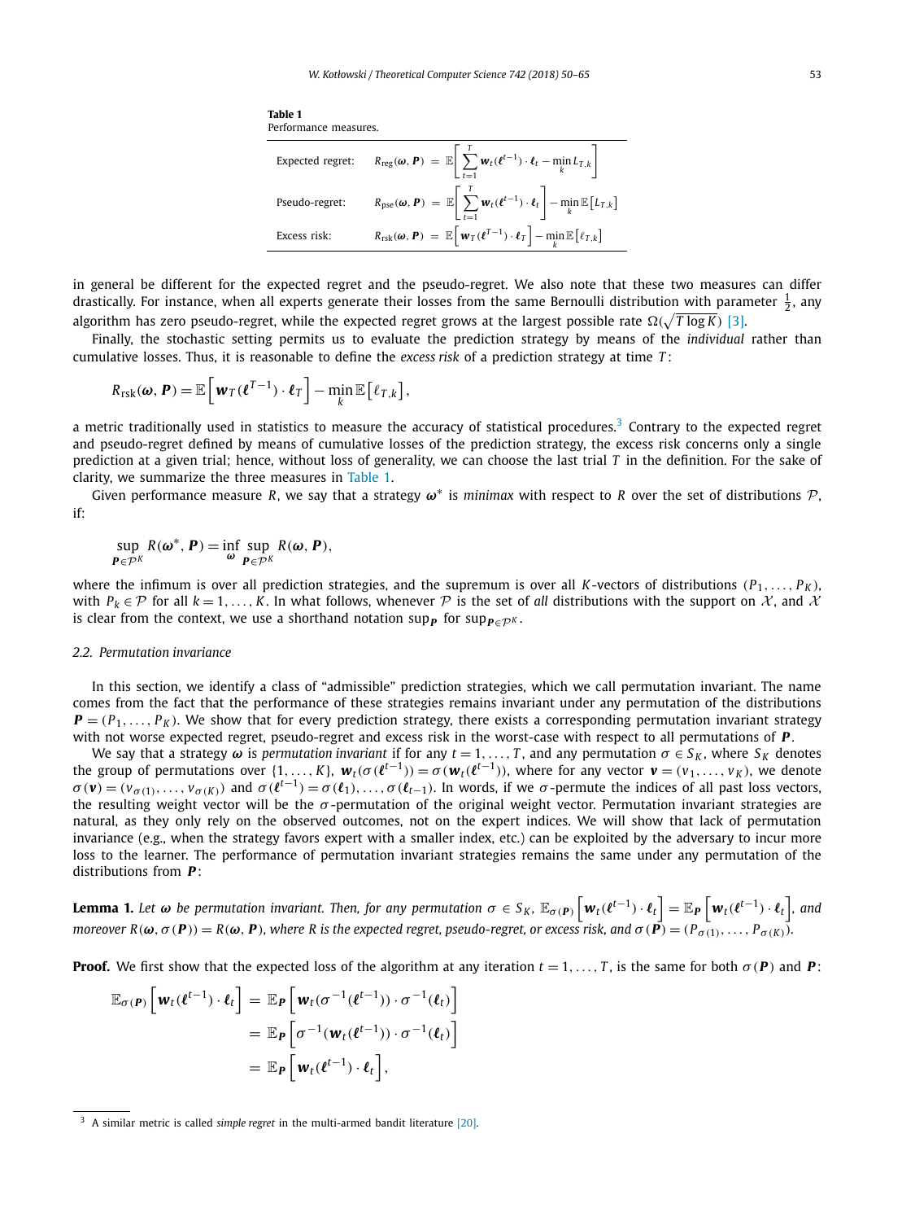**Table 1**
Performance measures.

| | |
|---|---|
| Expected regret: | $R_{\mathrm{reg}}(\boldsymbol{\omega}, \boldsymbol{P}) = \mathbb{E}\left[\sum_{t=1}^{T} \boldsymbol{w}_t(\boldsymbol{\ell}^{t-1}) \cdot \boldsymbol{\ell}_t - \min_k L_{T,k}\right]$ |
| Pseudo-regret: | $R_{\mathrm{pse}}(\boldsymbol{\omega}, \boldsymbol{P}) = \mathbb{E}\left[\sum_{t=1}^{T} \boldsymbol{w}_t(\boldsymbol{\ell}^{t-1}) \cdot \boldsymbol{\ell}_t\right] - \min_k \mathbb{E}\left[L_{T,k}\right]$ |
| Excess risk: | $R_{\mathrm{rsk}}(\boldsymbol{\omega}, \boldsymbol{P}) = \mathbb{E}\left[\boldsymbol{w}_T(\boldsymbol{\ell}^{T-1}) \cdot \boldsymbol{\ell}_T\right] - \min_k \mathbb{E}\left[\ell_{T,k}\right]$ |

in general be different for the expected regret and the pseudo-regret. We also note that these two measures can differ drastically. For instance, when all experts generate their losses from the same Bernoulli distribution with parameter $\frac{1}{2}$, any algorithm has zero pseudo-regret, while the expected regret grows at the largest possible rate $\Omega(\sqrt{T \log K})$ [3].

Finally, the stochastic setting permits us to evaluate the prediction strategy by means of the *individual* rather than cumulative losses. Thus, it is reasonable to define the *excess risk* of a prediction strategy at time $T$:

$$R_{\mathrm{rsk}}(\boldsymbol{\omega}, \boldsymbol{P}) = \mathbb{E}\left[\boldsymbol{w}_T(\boldsymbol{\ell}^{T-1}) \cdot \boldsymbol{\ell}_T\right] - \min_k \mathbb{E}\left[\ell_{T,k}\right],$$

a metric traditionally used in statistics to measure the accuracy of statistical procedures.[3] Contrary to the expected regret and pseudo-regret defined by means of cumulative losses of the prediction strategy, the excess risk concerns only a single prediction at a given trial; hence, without loss of generality, we can choose the last trial $T$ in the definition. For the sake of clarity, we summarize the three measures in Table 1.

Given performance measure $R$, we say that a strategy $\boldsymbol{\omega}^*$ is *minimax* with respect to $R$ over the set of distributions $\mathcal{P}$, if:

$$\sup_{\boldsymbol{P} \in \mathcal{P}^K} R(\boldsymbol{\omega}^*, \boldsymbol{P}) = \inf_{\boldsymbol{\omega}} \sup_{\boldsymbol{P} \in \mathcal{P}^K} R(\boldsymbol{\omega}, \boldsymbol{P}),$$

where the infimum is over all prediction strategies, and the supremum is over all $K$-vectors of distributions $(P_1, \ldots, P_K)$, with $P_k \in \mathcal{P}$ for all $k = 1, \ldots, K$. In what follows, whenever $\mathcal{P}$ is the set of *all* distributions with the support on $\mathcal{X}$, and $\mathcal{X}$ is clear from the context, we use a shorthand notation $\sup_{\boldsymbol{P}}$ for $\sup_{\boldsymbol{P} \in \mathcal{P}^K}$.

### 2.2. Permutation invariance

In this section, we identify a class of "admissible" prediction strategies, which we call permutation invariant. The name comes from the fact that the performance of these strategies remains invariant under any permutation of the distributions $\boldsymbol{P} = (P_1, \ldots, P_K)$. We show that for every prediction strategy, there exists a corresponding permutation invariant strategy with not worse expected regret, pseudo-regret and excess risk in the worst-case with respect to all permutations of $\boldsymbol{P}$.

We say that a strategy $\boldsymbol{\omega}$ is *permutation invariant* if for any $t = 1, \ldots, T$, and any permutation $\sigma \in S_K$, where $S_K$ denotes the group of permutations over $\{1, \ldots, K\}$, $\boldsymbol{w}_t(\sigma(\boldsymbol{\ell}^{t-1})) = \sigma(\boldsymbol{w}_t(\boldsymbol{\ell}^{t-1}))$, where for any vector $\boldsymbol{v} = (v_1, \ldots, v_K)$, we denote $\sigma(\boldsymbol{v}) = (v_{\sigma(1)}, \ldots, v_{\sigma(K)})$ and $\sigma(\boldsymbol{\ell}^{t-1}) = \sigma(\boldsymbol{\ell}_1), \ldots, \sigma(\boldsymbol{\ell}_{t-1})$. In words, if we $\sigma$-permute the indices of all past loss vectors, the resulting weight vector will be the $\sigma$-permutation of the original weight vector. Permutation invariant strategies are natural, as they only rely on the observed outcomes, not on the expert indices. We will show that lack of permutation invariance (e.g., when the strategy favors expert with a smaller index, etc.) can be exploited by the adversary to incur more loss to the learner. The performance of permutation invariant strategies remains the same under any permutation of the distributions from $\boldsymbol{P}$:

**Lemma 1.** *Let $\boldsymbol{\omega}$ be permutation invariant. Then, for any permutation $\sigma \in S_K$, $\mathbb{E}_{\sigma(\boldsymbol{P})}\left[\boldsymbol{w}_t(\boldsymbol{\ell}^{t-1}) \cdot \boldsymbol{\ell}_t\right] = \mathbb{E}_{\boldsymbol{P}}\left[\boldsymbol{w}_t(\boldsymbol{\ell}^{t-1}) \cdot \boldsymbol{\ell}_t\right]$, and moreover $R(\boldsymbol{\omega}, \sigma(\boldsymbol{P})) = R(\boldsymbol{\omega}, \boldsymbol{P})$, where $R$ is the expected regret, pseudo-regret, or excess risk, and $\sigma(\boldsymbol{P}) = (P_{\sigma(1)}, \ldots, P_{\sigma(K)})$.*

**Proof.** We first show that the expected loss of the algorithm at any iteration $t = 1, \ldots, T$, is the same for both $\sigma(\boldsymbol{P})$ and $\boldsymbol{P}$:

$$\begin{aligned}
\mathbb{E}_{\sigma(\boldsymbol{P})}\left[\boldsymbol{w}_t(\boldsymbol{\ell}^{t-1}) \cdot \boldsymbol{\ell}_t\right] &= \mathbb{E}_{\boldsymbol{P}}\left[\boldsymbol{w}_t(\sigma^{-1}(\boldsymbol{\ell}^{t-1})) \cdot \sigma^{-1}(\boldsymbol{\ell}_t)\right] \\
&= \mathbb{E}_{\boldsymbol{P}}\left[\sigma^{-1}(\boldsymbol{w}_t(\boldsymbol{\ell}^{t-1})) \cdot \sigma^{-1}(\boldsymbol{\ell}_t)\right] \\
&= \mathbb{E}_{\boldsymbol{P}}\left[\boldsymbol{w}_t(\boldsymbol{\ell}^{t-1}) \cdot \boldsymbol{\ell}_t\right],
\end{aligned}$$

[3] A similar metric is called *simple regret* in the multi-armed bandit literature [20].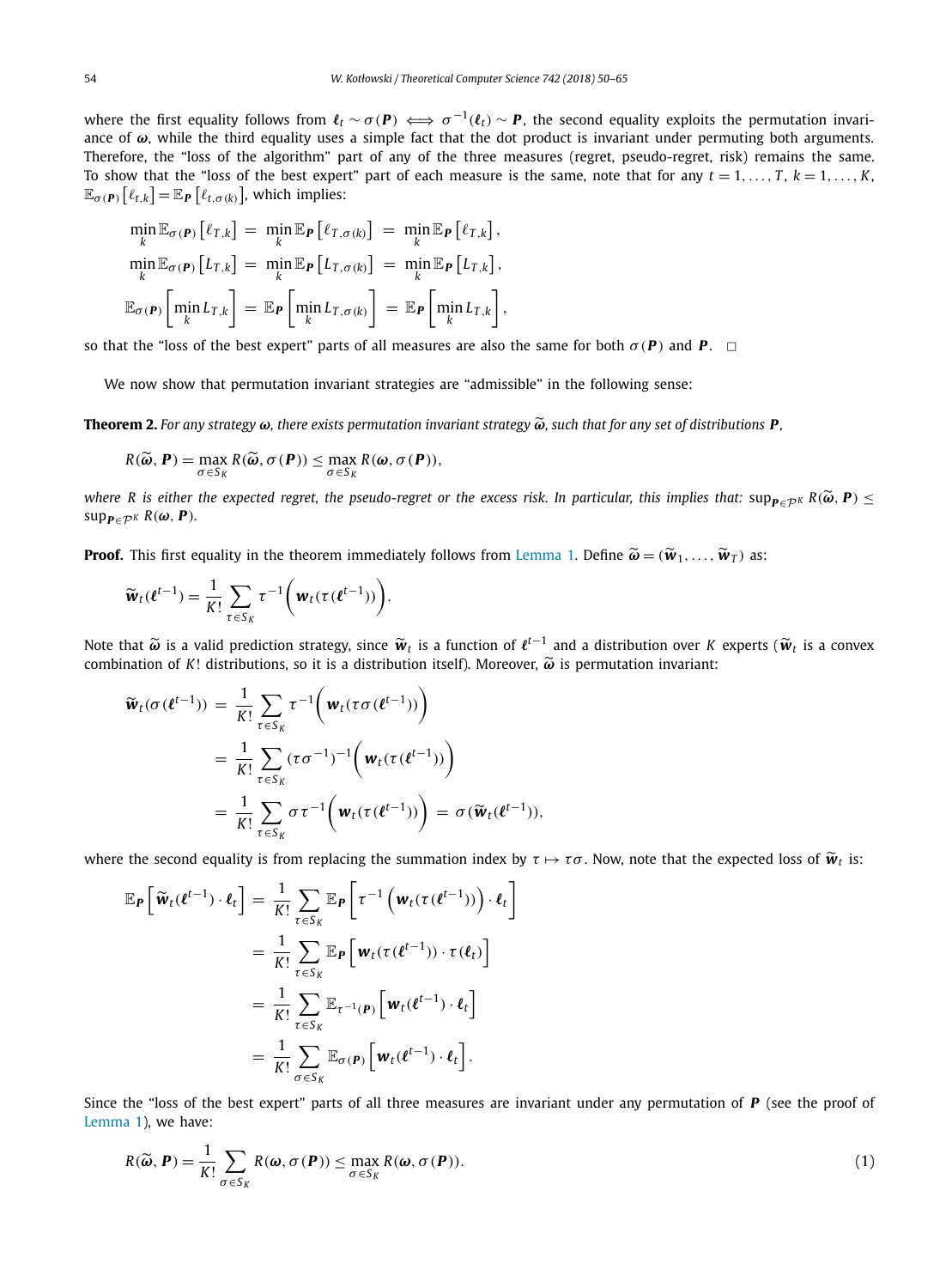where the first equality follows from $\boldsymbol{\ell}_t \sim \sigma(\boldsymbol{P}) \iff \sigma^{-1}(\boldsymbol{\ell}_t) \sim \boldsymbol{P}$, the second equality exploits the permutation invariance of $\boldsymbol{\omega}$, while the third equality uses a simple fact that the dot product is invariant under permuting both arguments. Therefore, the "loss of the algorithm" part of any of the three measures (regret, pseudo-regret, risk) remains the same. To show that the "loss of the best expert" part of each measure is the same, note that for any $t = 1, \dots, T$, $k = 1, \dots, K$, $\mathbb{E}_{\sigma(\boldsymbol{P})}\left[\ell_{t,k}\right] = \mathbb{E}_{\boldsymbol{P}}\left[\ell_{t,\sigma(k)}\right]$, which implies:

$$
\begin{aligned}
\min_k \mathbb{E}_{\sigma(\boldsymbol{P})}\left[\ell_{T,k}\right] &= \min_k \mathbb{E}_{\boldsymbol{P}}\left[\ell_{T,\sigma(k)}\right] = \min_k \mathbb{E}_{\boldsymbol{P}}\left[\ell_{T,k}\right], \\
\min_k \mathbb{E}_{\sigma(\boldsymbol{P})}\left[L_{T,k}\right] &= \min_k \mathbb{E}_{\boldsymbol{P}}\left[L_{T,\sigma(k)}\right] = \min_k \mathbb{E}_{\boldsymbol{P}}\left[L_{T,k}\right], \\
\mathbb{E}_{\sigma(\boldsymbol{P})}\left[\min_k L_{T,k}\right] &= \mathbb{E}_{\boldsymbol{P}}\left[\min_k L_{T,\sigma(k)}\right] = \mathbb{E}_{\boldsymbol{P}}\left[\min_k L_{T,k}\right],
\end{aligned}
$$

so that the "loss of the best expert" parts of all measures are also the same for both $\sigma(\boldsymbol{P})$ and $\boldsymbol{P}$. $\square$

We now show that permutation invariant strategies are "admissible" in the following sense:

**Theorem 2.** *For any strategy $\boldsymbol{\omega}$, there exists permutation invariant strategy $\widetilde{\boldsymbol{\omega}}$, such that for any set of distributions $\boldsymbol{P}$,*

$$
R(\widetilde{\boldsymbol{\omega}}, \boldsymbol{P}) = \max_{\sigma \in S_K} R(\widetilde{\boldsymbol{\omega}}, \sigma(\boldsymbol{P})) \leq \max_{\sigma \in S_K} R(\boldsymbol{\omega}, \sigma(\boldsymbol{P})),
$$

*where $R$ is either the expected regret, the pseudo-regret or the excess risk. In particular, this implies that: $\sup_{\boldsymbol{P} \in \mathcal{P}^K} R(\widetilde{\boldsymbol{\omega}}, \boldsymbol{P}) \leq \sup_{\boldsymbol{P} \in \mathcal{P}^K} R(\boldsymbol{\omega}, \boldsymbol{P})$.*

**Proof.** This first equality in the theorem immediately follows from Lemma 1. Define $\widetilde{\boldsymbol{\omega}} = (\widetilde{\boldsymbol{w}}_1, \dots, \widetilde{\boldsymbol{w}}_T)$ as:

$$
\widetilde{\boldsymbol{w}}_t(\boldsymbol{\ell}^{t-1}) = \frac{1}{K!} \sum_{\tau \in S_K} \tau^{-1}\Big(\boldsymbol{w}_t(\tau(\boldsymbol{\ell}^{t-1}))\Big).
$$

Note that $\widetilde{\boldsymbol{\omega}}$ is a valid prediction strategy, since $\widetilde{\boldsymbol{w}}_t$ is a function of $\boldsymbol{\ell}^{t-1}$ and a distribution over $K$ experts ($\widetilde{\boldsymbol{w}}_t$ is a convex combination of $K!$ distributions, so it is a distribution itself). Moreover, $\widetilde{\boldsymbol{\omega}}$ is permutation invariant:

$$
\begin{aligned}
\widetilde{\boldsymbol{w}}_t(\sigma(\boldsymbol{\ell}^{t-1})) &= \frac{1}{K!} \sum_{\tau \in S_K} \tau^{-1}\Big(\boldsymbol{w}_t(\tau\sigma(\boldsymbol{\ell}^{t-1}))\Big) \\
&= \frac{1}{K!} \sum_{\tau \in S_K} (\tau\sigma^{-1})^{-1}\Big(\boldsymbol{w}_t(\tau(\boldsymbol{\ell}^{t-1}))\Big) \\
&= \frac{1}{K!} \sum_{\tau \in S_K} \sigma\tau^{-1}\Big(\boldsymbol{w}_t(\tau(\boldsymbol{\ell}^{t-1}))\Big) = \sigma(\widetilde{\boldsymbol{w}}_t(\boldsymbol{\ell}^{t-1})),
\end{aligned}
$$

where the second equality is from replacing the summation index by $\tau \mapsto \tau\sigma$. Now, note that the expected loss of $\widetilde{\boldsymbol{w}}_t$ is:

$$
\begin{aligned}
\mathbb{E}_{\boldsymbol{P}}\left[\widetilde{\boldsymbol{w}}_t(\boldsymbol{\ell}^{t-1}) \cdot \boldsymbol{\ell}_t\right] &= \frac{1}{K!} \sum_{\tau \in S_K} \mathbb{E}_{\boldsymbol{P}}\left[\tau^{-1}\left(\boldsymbol{w}_t(\tau(\boldsymbol{\ell}^{t-1}))\right) \cdot \boldsymbol{\ell}_t\right] \\
&= \frac{1}{K!} \sum_{\tau \in S_K} \mathbb{E}_{\boldsymbol{P}}\left[\boldsymbol{w}_t(\tau(\boldsymbol{\ell}^{t-1})) \cdot \tau(\boldsymbol{\ell}_t)\right] \\
&= \frac{1}{K!} \sum_{\tau \in S_K} \mathbb{E}_{\tau^{-1}(\boldsymbol{P})}\left[\boldsymbol{w}_t(\boldsymbol{\ell}^{t-1}) \cdot \boldsymbol{\ell}_t\right] \\
&= \frac{1}{K!} \sum_{\sigma \in S_K} \mathbb{E}_{\sigma(\boldsymbol{P})}\left[\boldsymbol{w}_t(\boldsymbol{\ell}^{t-1}) \cdot \boldsymbol{\ell}_t\right].
\end{aligned}
$$

Since the "loss of the best expert" parts of all three measures are invariant under any permutation of $\boldsymbol{P}$ (see the proof of Lemma 1), we have:

$$
R(\widetilde{\boldsymbol{\omega}}, \boldsymbol{P}) = \frac{1}{K!} \sum_{\sigma \in S_K} R(\boldsymbol{\omega}, \sigma(\boldsymbol{P})) \leq \max_{\sigma \in S_K} R(\boldsymbol{\omega}, \sigma(\boldsymbol{P})). \tag{1}
$$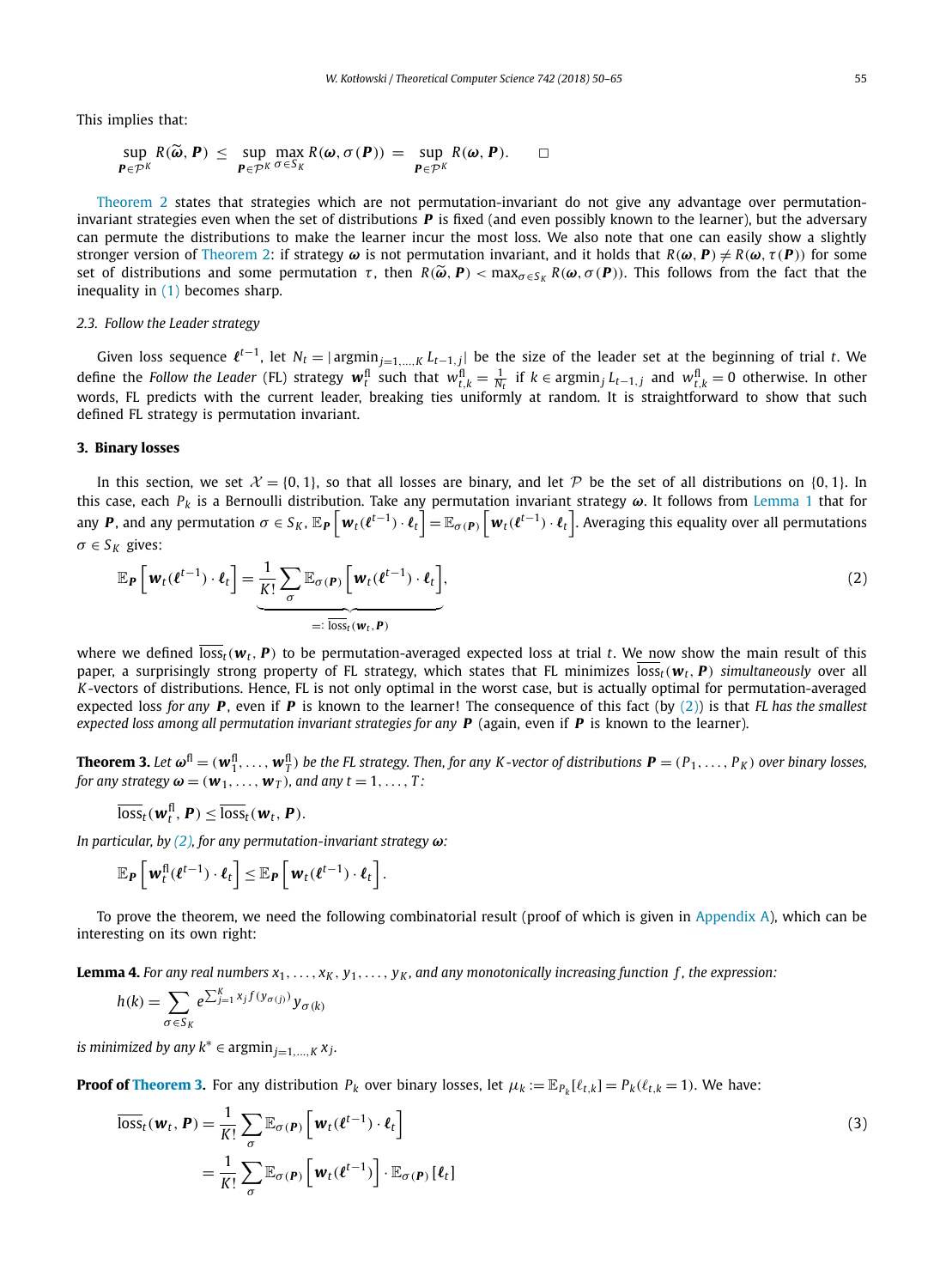This implies that:

$$\sup_{\boldsymbol{P} \in \mathcal{P}^K} R(\widetilde{\boldsymbol{\omega}}, \boldsymbol{P}) \leq \sup_{\boldsymbol{P} \in \mathcal{P}^K} \max_{\sigma \in S_K} R(\boldsymbol{\omega}, \sigma(\boldsymbol{P})) = \sup_{\boldsymbol{P} \in \mathcal{P}^K} R(\boldsymbol{\omega}, \boldsymbol{P}). \qquad \square$$

Theorem 2 states that strategies which are not permutation-invariant do not give any advantage over permutation-invariant strategies even when the set of distributions $\boldsymbol{P}$ is fixed (and even possibly known to the learner), but the adversary can permute the distributions to make the learner incur the most loss. We also note that one can easily show a slightly stronger version of Theorem 2: if strategy $\boldsymbol{\omega}$ is not permutation invariant, and it holds that $R(\boldsymbol{\omega}, \boldsymbol{P}) \neq R(\boldsymbol{\omega}, \tau(\boldsymbol{P}))$ for some set of distributions and some permutation $\tau$, then $R(\widetilde{\boldsymbol{\omega}}, \boldsymbol{P}) < \max_{\sigma \in S_K} R(\boldsymbol{\omega}, \sigma(\boldsymbol{P}))$. This follows from the fact that the inequality in (1) becomes sharp.

### 2.3. Follow the Leader strategy

Given loss sequence $\boldsymbol{\ell}^{t-1}$, let $N_t = |\operatorname{argmin}_{j=1,\dots,K} L_{t-1,j}|$ be the size of the leader set at the beginning of trial $t$. We define the *Follow the Leader* (FL) strategy $\boldsymbol{w}_t^{\mathrm{fl}}$ such that $w_{t,k}^{\mathrm{fl}} = \frac{1}{N_t}$ if $k \in \operatorname{argmin}_j L_{t-1,j}$ and $w_{t,k}^{\mathrm{fl}} = 0$ otherwise. In other words, FL predicts with the current leader, breaking ties uniformly at random. It is straightforward to show that such defined FL strategy is permutation invariant.

## 3. Binary losses

In this section, we set $\mathcal{X} = \{0, 1\}$, so that all losses are binary, and let $\mathcal{P}$ be the set of all distributions on $\{0, 1\}$. In this case, each $P_k$ is a Bernoulli distribution. Take any permutation invariant strategy $\boldsymbol{\omega}$. It follows from Lemma 1 that for any $\boldsymbol{P}$, and any permutation $\sigma \in S_K$, $\mathbb{E}_{\boldsymbol{P}}\left[\boldsymbol{w}_t(\boldsymbol{\ell}^{t-1}) \cdot \boldsymbol{\ell}_t\right] = \mathbb{E}_{\sigma(\boldsymbol{P})}\left[\boldsymbol{w}_t(\boldsymbol{\ell}^{t-1}) \cdot \boldsymbol{\ell}_t\right]$. Averaging this equality over all permutations $\sigma \in S_K$ gives:

$$\mathbb{E}_{\boldsymbol{P}}\left[\boldsymbol{w}_t(\boldsymbol{\ell}^{t-1}) \cdot \boldsymbol{\ell}_t\right] = \underbrace{\frac{1}{K!}\sum_{\sigma} \mathbb{E}_{\sigma(\boldsymbol{P})}\left[\boldsymbol{w}_t(\boldsymbol{\ell}^{t-1}) \cdot \boldsymbol{\ell}_t\right]}_{=: \overline{\mathrm{loss}}_t(\boldsymbol{w}_t, \boldsymbol{P})}, \tag{2}$$

where we defined $\overline{\mathrm{loss}}_t(\boldsymbol{w}_t, \boldsymbol{P})$ to be permutation-averaged expected loss at trial $t$. We now show the main result of this paper, a surprisingly strong property of FL strategy, which states that FL minimizes $\overline{\mathrm{loss}}_t(\boldsymbol{w}_t, \boldsymbol{P})$ *simultaneously* over all $K$-vectors of distributions. Hence, FL is not only optimal in the worst case, but is actually optimal for permutation-averaged expected loss *for any* $\boldsymbol{P}$, even if $\boldsymbol{P}$ is known to the learner! The consequence of this fact (by (2)) is that *FL has the smallest expected loss among all permutation invariant strategies for any* $\boldsymbol{P}$ (again, even if $\boldsymbol{P}$ is known to the learner).

**Theorem 3.** *Let $\boldsymbol{\omega}^{\mathrm{fl}} = (\boldsymbol{w}_1^{\mathrm{fl}}, \dots, \boldsymbol{w}_T^{\mathrm{fl}})$ be the FL strategy. Then, for any $K$-vector of distributions $\boldsymbol{P} = (P_1, \dots, P_K)$ over binary losses, for any strategy $\boldsymbol{\omega} = (\boldsymbol{w}_1, \dots, \boldsymbol{w}_T)$, and any $t = 1, \dots, T$:*

$$\overline{\mathrm{loss}}_t(\boldsymbol{w}_t^{\mathrm{fl}}, \boldsymbol{P}) \leq \overline{\mathrm{loss}}_t(\boldsymbol{w}_t, \boldsymbol{P}).$$

*In particular, by (2), for any permutation-invariant strategy $\boldsymbol{\omega}$:*

$$\mathbb{E}_{\boldsymbol{P}}\left[\boldsymbol{w}_t^{\mathrm{fl}}(\boldsymbol{\ell}^{t-1}) \cdot \boldsymbol{\ell}_t\right] \leq \mathbb{E}_{\boldsymbol{P}}\left[\boldsymbol{w}_t(\boldsymbol{\ell}^{t-1}) \cdot \boldsymbol{\ell}_t\right].$$

To prove the theorem, we need the following combinatorial result (proof of which is given in Appendix A), which can be interesting on its own right:

**Lemma 4.** *For any real numbers $x_1, \dots, x_K$, $y_1, \dots, y_K$, and any monotonically increasing function $f$, the expression:*

$$h(k) = \sum_{\sigma \in S_K} e^{\sum_{j=1}^K x_j f(y_{\sigma(j)})} y_{\sigma(k)}$$

*is minimized by any $k^* \in \operatorname{argmin}_{j=1,\dots,K} x_j$.*

**Proof of Theorem 3.** For any distribution $P_k$ over binary losses, let $\mu_k := \mathbb{E}_{P_k}[\ell_{t,k}] = P_k(\ell_{t,k} = 1)$. We have:

$$\begin{aligned}
\overline{\mathrm{loss}}_t(\boldsymbol{w}_t, \boldsymbol{P}) &= \frac{1}{K!}\sum_{\sigma} \mathbb{E}_{\sigma(\boldsymbol{P})}\left[\boldsymbol{w}_t(\boldsymbol{\ell}^{t-1}) \cdot \boldsymbol{\ell}_t\right] \\
&= \frac{1}{K!}\sum_{\sigma} \mathbb{E}_{\sigma(\boldsymbol{P})}\left[\boldsymbol{w}_t(\boldsymbol{\ell}^{t-1})\right] \cdot \mathbb{E}_{\sigma(\boldsymbol{P})}\left[\boldsymbol{\ell}_t\right]
\end{aligned} \tag{3}$$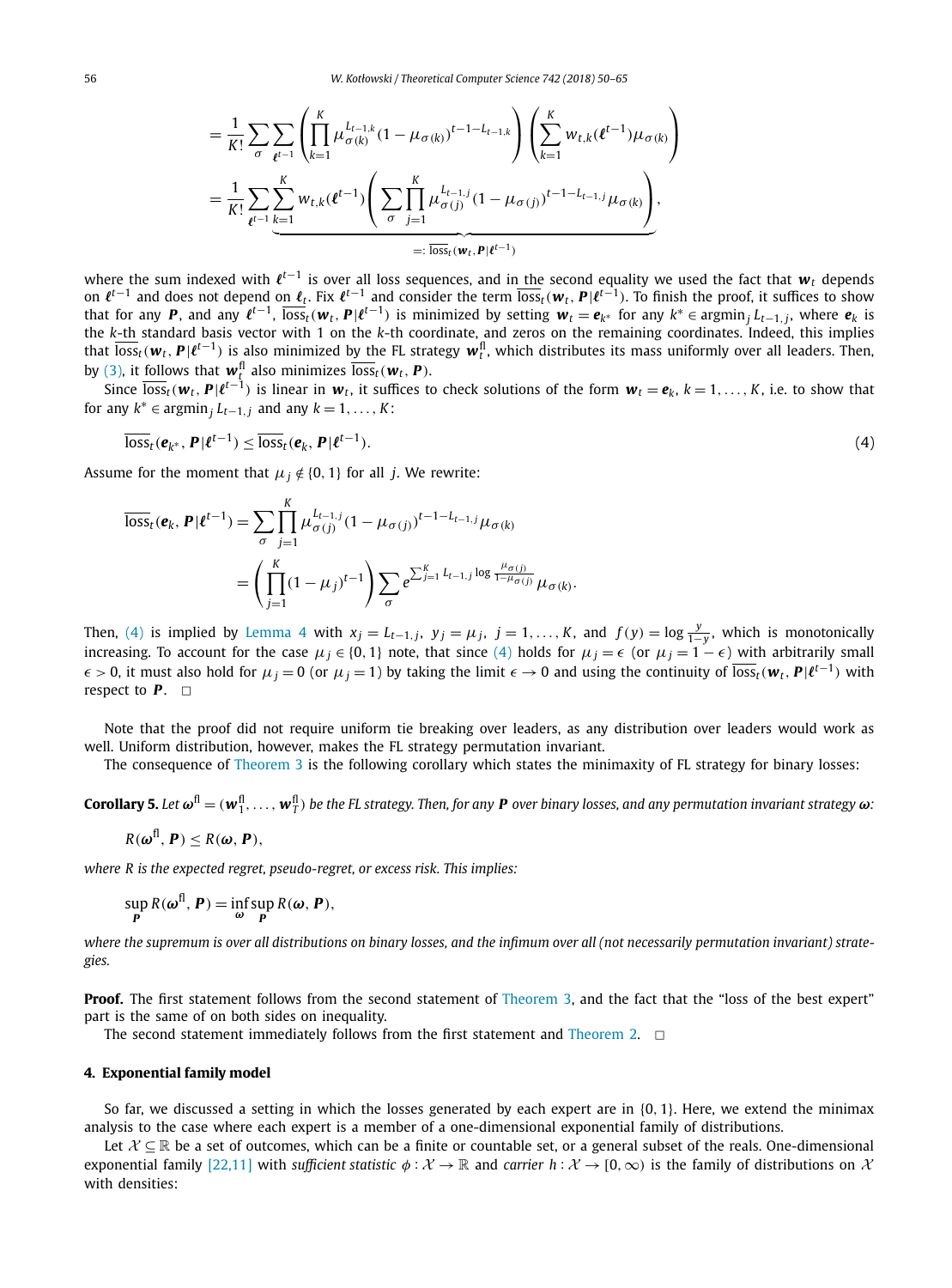$$
\begin{aligned}
&= \frac{1}{K!} \sum_{\sigma} \sum_{\boldsymbol{\ell}^{t-1}} \left( \prod_{k=1}^{K} \mu_{\sigma(k)}^{L_{t-1,k}} (1-\mu_{\sigma(k)})^{t-1-L_{t-1,k}} \right) \left( \sum_{k=1}^{K} w_{t,k}(\boldsymbol{\ell}^{t-1}) \mu_{\sigma(k)} \right) \\
&= \frac{1}{K!} \sum_{\boldsymbol{\ell}^{t-1}} \underbrace{\sum_{k=1}^{K} w_{t,k}(\boldsymbol{\ell}^{t-1}) \left( \sum_{\sigma} \prod_{j=1}^{K} \mu_{\sigma(j)}^{L_{t-1,j}} (1-\mu_{\sigma(j)})^{t-1-L_{t-1,j}} \mu_{\sigma(k)} \right)}_{=: \overline{\mathrm{loss}}_t(\boldsymbol{w}_t, \boldsymbol{P} | \boldsymbol{\ell}^{t-1})},
\end{aligned}
$$

where the sum indexed with $\boldsymbol{\ell}^{t-1}$ is over all loss sequences, and in the second equality we used the fact that $\boldsymbol{w}_t$ depends on $\boldsymbol{\ell}^{t-1}$ and does not depend on $\boldsymbol{\ell}_t$. Fix $\boldsymbol{\ell}^{t-1}$ and consider the term $\overline{\mathrm{loss}}_t(\boldsymbol{w}_t, \boldsymbol{P}|\boldsymbol{\ell}^{t-1})$. To finish the proof, it suffices to show that for any $\boldsymbol{P}$, and any $\boldsymbol{\ell}^{t-1}$, $\overline{\mathrm{loss}}_t(\boldsymbol{w}_t, \boldsymbol{P}|\boldsymbol{\ell}^{t-1})$ is minimized by setting $\boldsymbol{w}_t = \boldsymbol{e}_{k^*}$ for any $k^* \in \operatorname{argmin}_j L_{t-1,j}$, where $\boldsymbol{e}_k$ is the $k$-th standard basis vector with 1 on the $k$-th coordinate, and zeros on the remaining coordinates. Indeed, this implies that $\overline{\mathrm{loss}}_t(\boldsymbol{w}_t, \boldsymbol{P}|\boldsymbol{\ell}^{t-1})$ is also minimized by the FL strategy $\boldsymbol{w}_t^{\mathrm{fl}}$, which distributes its mass uniformly over all leaders. Then, by (3), it follows that $\boldsymbol{w}_t^{\mathrm{fl}}$ also minimizes $\overline{\mathrm{loss}}_t(\boldsymbol{w}_t, \boldsymbol{P})$.

Since $\overline{\mathrm{loss}}_t(\boldsymbol{w}_t, \boldsymbol{P}|\boldsymbol{\ell}^{t-1})$ is linear in $\boldsymbol{w}_t$, it suffices to check solutions of the form $\boldsymbol{w}_t = \boldsymbol{e}_k$, $k = 1, \ldots, K$, i.e. to show that for any $k^* \in \operatorname{argmin}_j L_{t-1,j}$ and any $k = 1, \ldots, K$:

$$
\overline{\mathrm{loss}}_t(\boldsymbol{e}_{k^*}, \boldsymbol{P}|\boldsymbol{\ell}^{t-1}) \le \overline{\mathrm{loss}}_t(\boldsymbol{e}_k, \boldsymbol{P}|\boldsymbol{\ell}^{t-1}). \tag{4}
$$

Assume for the moment that $\mu_j \notin \{0, 1\}$ for all $j$. We rewrite:

$$
\begin{aligned}
\overline{\mathrm{loss}}_t(\boldsymbol{e}_k, \boldsymbol{P}|\boldsymbol{\ell}^{t-1}) &= \sum_{\sigma} \prod_{j=1}^{K} \mu_{\sigma(j)}^{L_{t-1,j}} (1-\mu_{\sigma(j)})^{t-1-L_{t-1,j}} \mu_{\sigma(k)} \\
&= \left( \prod_{j=1}^{K} (1-\mu_j)^{t-1} \right) \sum_{\sigma} e^{\sum_{j=1}^{K} L_{t-1,j} \log \frac{\mu_{\sigma(j)}}{1-\mu_{\sigma(j)}}} \mu_{\sigma(k)}.
\end{aligned}
$$

Then, (4) is implied by Lemma 4 with $x_j = L_{t-1,j}$, $y_j = \mu_j$, $j = 1, \ldots, K$, and $f(y) = \log \frac{y}{1-y}$, which is monotonically increasing. To account for the case $\mu_j \in \{0, 1\}$ note, that since (4) holds for $\mu_j = \epsilon$ (or $\mu_j = 1 - \epsilon$) with arbitrarily small $\epsilon > 0$, it must also hold for $\mu_j = 0$ (or $\mu_j = 1$) by taking the limit $\epsilon \to 0$ and using the continuity of $\overline{\mathrm{loss}}_t(\boldsymbol{w}_t, \boldsymbol{P}|\boldsymbol{\ell}^{t-1})$ with respect to $\boldsymbol{P}$. $\square$

Note that the proof did not require uniform tie breaking over leaders, as any distribution over leaders would work as well. Uniform distribution, however, makes the FL strategy permutation invariant.

The consequence of Theorem 3 is the following corollary which states the minimaxity of FL strategy for binary losses:

**Corollary 5.** *Let $\boldsymbol{\omega}^{\mathrm{fl}} = (\boldsymbol{w}_1^{\mathrm{fl}}, \ldots, \boldsymbol{w}_T^{\mathrm{fl}})$ be the FL strategy. Then, for any $\boldsymbol{P}$ over binary losses, and any permutation invariant strategy $\boldsymbol{\omega}$:*

$$
R(\boldsymbol{\omega}^{\mathrm{fl}}, \boldsymbol{P}) \le R(\boldsymbol{\omega}, \boldsymbol{P}),
$$

*where $R$ is the expected regret, pseudo-regret, or excess risk. This implies:*

$$
\sup_{\boldsymbol{P}} R(\boldsymbol{\omega}^{\mathrm{fl}}, \boldsymbol{P}) = \inf_{\boldsymbol{\omega}} \sup_{\boldsymbol{P}} R(\boldsymbol{\omega}, \boldsymbol{P}),
$$

*where the supremum is over all distributions on binary losses, and the infimum over all (not necessarily permutation invariant) strategies.*

**Proof.** The first statement follows from the second statement of Theorem 3, and the fact that the "loss of the best expert" part is the same of on both sides on inequality.

The second statement immediately follows from the first statement and Theorem 2. $\square$

## 4. Exponential family model

So far, we discussed a setting in which the losses generated by each expert are in $\{0, 1\}$. Here, we extend the minimax analysis to the case where each expert is a member of a one-dimensional exponential family of distributions.

Let $\mathcal{X} \subseteq \mathbb{R}$ be a set of outcomes, which can be a finite or countable set, or a general subset of the reals. One-dimensional exponential family [22,11] with *sufficient statistic* $\phi : \mathcal{X} \to \mathbb{R}$ and *carrier* $h : \mathcal{X} \to [0, \infty)$ is the family of distributions on $\mathcal{X}$ with densities: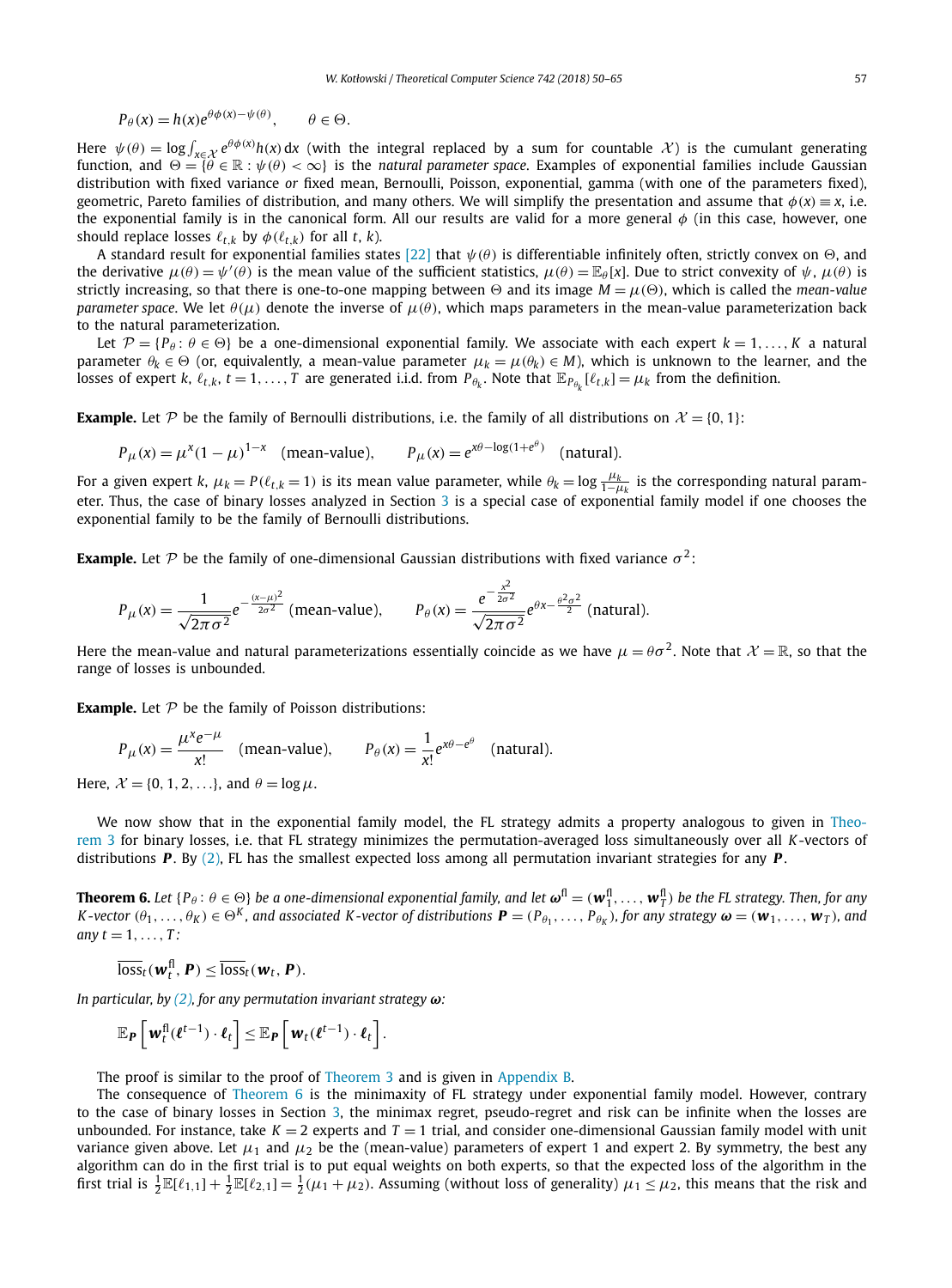$$P_\theta(x) = h(x)e^{\theta\phi(x)-\psi(\theta)}, \qquad \theta \in \Theta.$$

Here $\psi(\theta) = \log \int_{x \in \mathcal{X}} e^{\theta\phi(x)} h(x)\, dx$ (with the integral replaced by a sum for countable $\mathcal{X}$) is the cumulant generating function, and $\Theta = \{\theta \in \mathbb{R} : \psi(\theta) < \infty\}$ is the *natural parameter space*. Examples of exponential families include Gaussian distribution with fixed variance *or* fixed mean, Bernoulli, Poisson, exponential, gamma (with one of the parameters fixed), geometric, Pareto families of distribution, and many others. We will simplify the presentation and assume that $\phi(x) \equiv x$, i.e. the exponential family is in the canonical form. All our results are valid for a more general $\phi$ (in this case, however, one should replace losses $\ell_{t,k}$ by $\phi(\ell_{t,k})$ for all $t$, $k$).

A standard result for exponential families states [22] that $\psi(\theta)$ is differentiable infinitely often, strictly convex on $\Theta$, and the derivative $\mu(\theta) = \psi'(\theta)$ is the mean value of the sufficient statistics, $\mu(\theta) = \mathbb{E}_\theta[x]$. Due to strict convexity of $\psi$, $\mu(\theta)$ is strictly increasing, so that there is one-to-one mapping between $\Theta$ and its image $M = \mu(\Theta)$, which is called the *mean-value parameter space*. We let $\theta(\mu)$ denote the inverse of $\mu(\theta)$, which maps parameters in the mean-value parameterization back to the natural parameterization.

Let $\mathcal{P} = \{P_\theta : \theta \in \Theta\}$ be a one-dimensional exponential family. We associate with each expert $k = 1, \ldots, K$ a natural parameter $\theta_k \in \Theta$ (or, equivalently, a mean-value parameter $\mu_k = \mu(\theta_k) \in M$), which is unknown to the learner, and the losses of expert $k$, $\ell_{t,k}$, $t = 1, \ldots, T$ are generated i.i.d. from $P_{\theta_k}$. Note that $\mathbb{E}_{P_{\theta_k}}[\ell_{t,k}] = \mu_k$ from the definition.

**Example.** Let $\mathcal{P}$ be the family of Bernoulli distributions, i.e. the family of all distributions on $\mathcal{X} = \{0, 1\}$:

$$P_\mu(x) = \mu^x(1-\mu)^{1-x} \quad \text{(mean-value)}, \qquad P_\mu(x) = e^{x\theta - \log(1+e^\theta)} \quad \text{(natural)}.$$

For a given expert $k$, $\mu_k = P(\ell_{t,k} = 1)$ is its mean value parameter, while $\theta_k = \log \frac{\mu_k}{1-\mu_k}$ is the corresponding natural parameter. Thus, the case of binary losses analyzed in Section 3 is a special case of exponential family model if one chooses the exponential family to be the family of Bernoulli distributions.

**Example.** Let $\mathcal{P}$ be the family of one-dimensional Gaussian distributions with fixed variance $\sigma^2$:

$$P_\mu(x) = \frac{1}{\sqrt{2\pi\sigma^2}} e^{-\frac{(x-\mu)^2}{2\sigma^2}} \text{ (mean-value)}, \qquad P_\theta(x) = \frac{e^{-\frac{x^2}{2\sigma^2}}}{\sqrt{2\pi\sigma^2}} e^{\theta x - \frac{\theta^2\sigma^2}{2}} \text{ (natural)}.$$

Here the mean-value and natural parameterizations essentially coincide as we have $\mu = \theta\sigma^2$. Note that $\mathcal{X} = \mathbb{R}$, so that the range of losses is unbounded.

**Example.** Let $\mathcal{P}$ be the family of Poisson distributions:

$$P_\mu(x) = \frac{\mu^x e^{-\mu}}{x!} \quad \text{(mean-value)}, \qquad P_\theta(x) = \frac{1}{x!} e^{x\theta - e^\theta} \quad \text{(natural)}.$$

Here, $\mathcal{X} = \{0, 1, 2, \ldots\}$, and $\theta = \log \mu$.

We now show that in the exponential family model, the FL strategy admits a property analogous to given in Theorem 3 for binary losses, i.e. that FL strategy minimizes the permutation-averaged loss simultaneously over all $K$-vectors of distributions $\boldsymbol{P}$. By (2), FL has the smallest expected loss among all permutation invariant strategies for any $\boldsymbol{P}$.

**Theorem 6.** *Let $\{P_\theta : \theta \in \Theta\}$ be a one-dimensional exponential family, and let $\boldsymbol{\omega}^{\mathrm{fl}} = (\boldsymbol{w}_1^{\mathrm{fl}}, \ldots, \boldsymbol{w}_T^{\mathrm{fl}})$ be the FL strategy. Then, for any $K$-vector $(\theta_1, \ldots, \theta_K) \in \Theta^K$, and associated $K$-vector of distributions $\boldsymbol{P} = (P_{\theta_1}, \ldots, P_{\theta_K})$, for any strategy $\boldsymbol{\omega} = (\boldsymbol{w}_1, \ldots, \boldsymbol{w}_T)$, and any $t = 1, \ldots, T$:*

$$\overline{\mathrm{loss}}_t(\boldsymbol{w}_t^{\mathrm{fl}}, \boldsymbol{P}) \leq \overline{\mathrm{loss}}_t(\boldsymbol{w}_t, \boldsymbol{P}).$$

*In particular, by (2), for any permutation invariant strategy $\boldsymbol{\omega}$:*

$$\mathbb{E}_{\boldsymbol{P}}\left[\boldsymbol{w}_t^{\mathrm{fl}}(\boldsymbol{\ell}^{t-1}) \cdot \boldsymbol{\ell}_t\right] \leq \mathbb{E}_{\boldsymbol{P}}\left[\boldsymbol{w}_t(\boldsymbol{\ell}^{t-1}) \cdot \boldsymbol{\ell}_t\right].$$

The proof is similar to the proof of Theorem 3 and is given in Appendix B.

The consequence of Theorem 6 is the minimaxity of FL strategy under exponential family model. However, contrary to the case of binary losses in Section 3, the minimax regret, pseudo-regret and risk can be infinite when the losses are unbounded. For instance, take $K = 2$ experts and $T = 1$ trial, and consider one-dimensional Gaussian family model with unit variance given above. Let $\mu_1$ and $\mu_2$ be the (mean-value) parameters of expert 1 and expert 2. By symmetry, the best any algorithm can do in the first trial is to put equal weights on both experts, so that the expected loss of the algorithm in the first trial is $\frac{1}{2}\mathbb{E}[\ell_{1,1}] + \frac{1}{2}\mathbb{E}[\ell_{2,1}] = \frac{1}{2}(\mu_1 + \mu_2)$. Assuming (without loss of generality) $\mu_1 \leq \mu_2$, this means that the risk and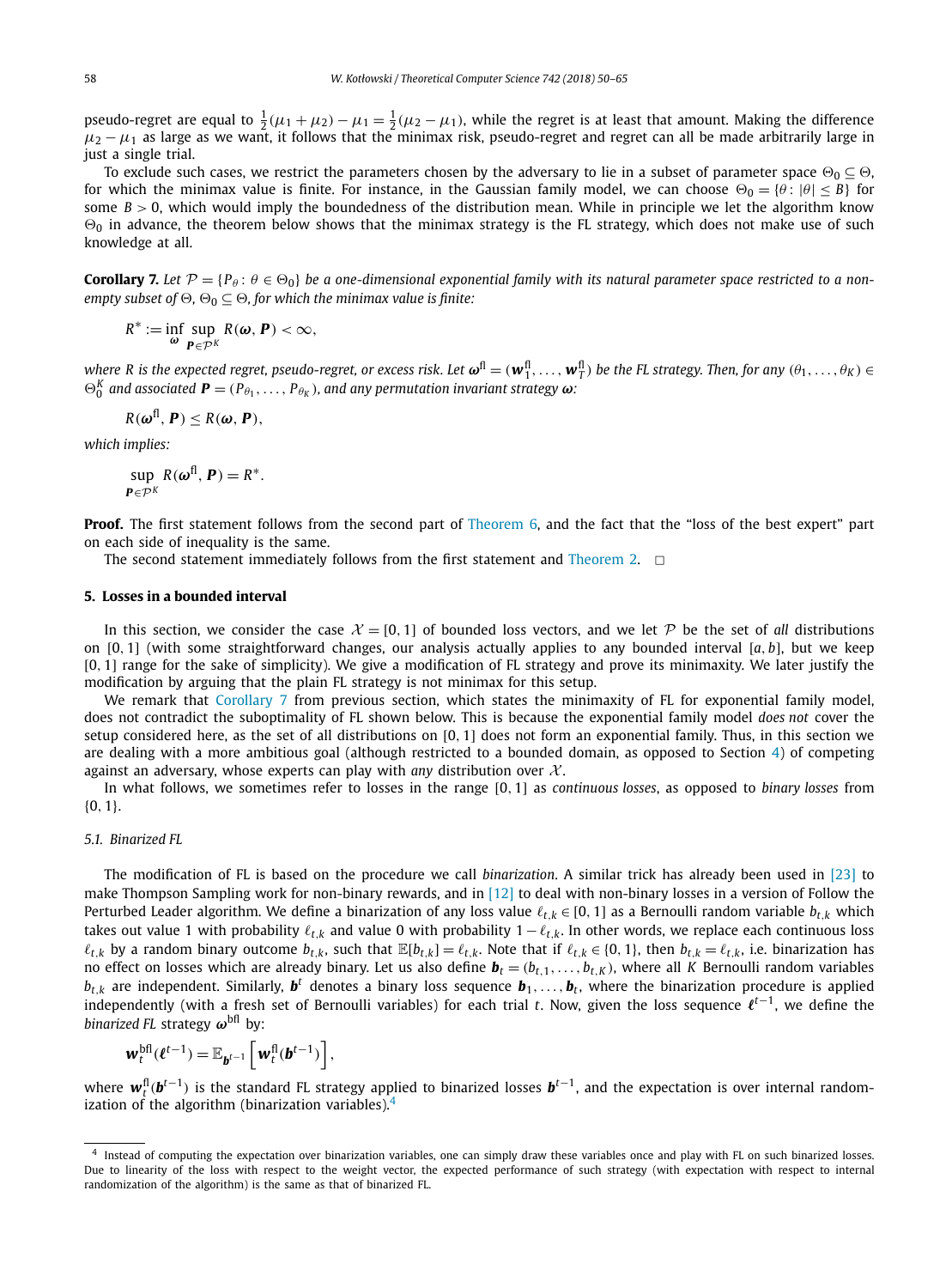pseudo-regret are equal to $\frac{1}{2}(\mu_1 + \mu_2) - \mu_1 = \frac{1}{2}(\mu_2 - \mu_1)$, while the regret is at least that amount. Making the difference $\mu_2 - \mu_1$ as large as we want, it follows that the minimax risk, pseudo-regret and regret can all be made arbitrarily large in just a single trial.

To exclude such cases, we restrict the parameters chosen by the adversary to lie in a subset of parameter space $\Theta_0 \subseteq \Theta$, for which the minimax value is finite. For instance, in the Gaussian family model, we can choose $\Theta_0 = \{\theta : |\theta| \leq B\}$ for some $B > 0$, which would imply the boundedness of the distribution mean. While in principle we let the algorithm know $\Theta_0$ in advance, the theorem below shows that the minimax strategy is the FL strategy, which does not make use of such knowledge at all.

**Corollary 7.** *Let $\mathcal{P} = \{P_\theta : \theta \in \Theta_0\}$ be a one-dimensional exponential family with its natural parameter space restricted to a non-empty subset of $\Theta$, $\Theta_0 \subseteq \Theta$, for which the minimax value is finite:*

$$R^* := \inf_{\boldsymbol{\omega}} \sup_{\boldsymbol{P} \in \mathcal{P}^K} R(\boldsymbol{\omega}, \boldsymbol{P}) < \infty,$$

*where $R$ is the expected regret, pseudo-regret, or excess risk. Let $\boldsymbol{\omega}^{\mathrm{fl}} = (\boldsymbol{w}_1^{\mathrm{fl}}, \ldots, \boldsymbol{w}_T^{\mathrm{fl}})$ be the FL strategy. Then, for any $(\theta_1, \ldots, \theta_K) \in \Theta_0^K$ and associated $\boldsymbol{P} = (P_{\theta_1}, \ldots, P_{\theta_K})$, and any permutation invariant strategy $\boldsymbol{\omega}$:*

$$R(\boldsymbol{\omega}^{\mathrm{fl}}, \boldsymbol{P}) \leq R(\boldsymbol{\omega}, \boldsymbol{P}),$$

*which implies:*

$$\sup_{\boldsymbol{P} \in \mathcal{P}^K} R(\boldsymbol{\omega}^{\mathrm{fl}}, \boldsymbol{P}) = R^*.$$

**Proof.** The first statement follows from the second part of Theorem 6, and the fact that the "loss of the best expert" part on each side of inequality is the same.

The second statement immediately follows from the first statement and Theorem 2. □

## 5. Losses in a bounded interval

In this section, we consider the case $\mathcal{X} = [0, 1]$ of bounded loss vectors, and we let $\mathcal{P}$ be the set of *all* distributions on $[0, 1]$ (with some straightforward changes, our analysis actually applies to any bounded interval $[a, b]$, but we keep $[0, 1]$ range for the sake of simplicity). We give a modification of FL strategy and prove its minimaxity. We later justify the modification by arguing that the plain FL strategy is not minimax for this setup.

We remark that Corollary 7 from previous section, which states the minimaxity of FL for exponential family model, does not contradict the suboptimality of FL shown below. This is because the exponential family model *does not* cover the setup considered here, as the set of all distributions on $[0, 1]$ does not form an exponential family. Thus, in this section we are dealing with a more ambitious goal (although restricted to a bounded domain, as opposed to Section 4) of competing against an adversary, whose experts can play with *any* distribution over $\mathcal{X}$.

In what follows, we sometimes refer to losses in the range $[0, 1]$ as *continuous losses*, as opposed to *binary losses* from $\{0, 1\}$.

### 5.1. Binarized FL

The modification of FL is based on the procedure we call *binarization*. A similar trick has already been used in [23] to make Thompson Sampling work for non-binary rewards, and in [12] to deal with non-binary losses in a version of Follow the Perturbed Leader algorithm. We define a binarization of any loss value $\ell_{t,k} \in [0, 1]$ as a Bernoulli random variable $b_{t,k}$ which takes out value 1 with probability $\ell_{t,k}$ and value 0 with probability $1 - \ell_{t,k}$. In other words, we replace each continuous loss $\ell_{t,k}$ by a random binary outcome $b_{t,k}$, such that $\mathbb{E}[b_{t,k}] = \ell_{t,k}$. Note that if $\ell_{t,k} \in \{0, 1\}$, then $b_{t,k} = \ell_{t,k}$, i.e. binarization has no effect on losses which are already binary. Let us also define $\boldsymbol{b}_t = (b_{t,1}, \ldots, b_{t,K})$, where all $K$ Bernoulli random variables $b_{t,k}$ are independent. Similarly, $\boldsymbol{b}^t$ denotes a binary loss sequence $\boldsymbol{b}_1, \ldots, \boldsymbol{b}_t$, where the binarization procedure is applied independently (with a fresh set of Bernoulli variables) for each trial $t$. Now, given the loss sequence $\boldsymbol{\ell}^{t-1}$, we define the *binarized FL* strategy $\boldsymbol{\omega}^{\mathrm{bfl}}$ by:

$$\boldsymbol{w}_t^{\mathrm{bfl}}(\boldsymbol{\ell}^{t-1}) = \mathbb{E}_{\boldsymbol{b}^{t-1}}\left[\boldsymbol{w}_t^{\mathrm{fl}}(\boldsymbol{b}^{t-1})\right],$$

where $\boldsymbol{w}_t^{\mathrm{fl}}(\boldsymbol{b}^{t-1})$ is the standard FL strategy applied to binarized losses $\boldsymbol{b}^{t-1}$, and the expectation is over internal randomization of the algorithm (binarization variables).[4]

[4] Instead of computing the expectation over binarization variables, one can simply draw these variables once and play with FL on such binarized losses. Due to linearity of the loss with respect to the weight vector, the expected performance of such strategy (with expectation with respect to internal randomization of the algorithm) is the same as that of binarized FL.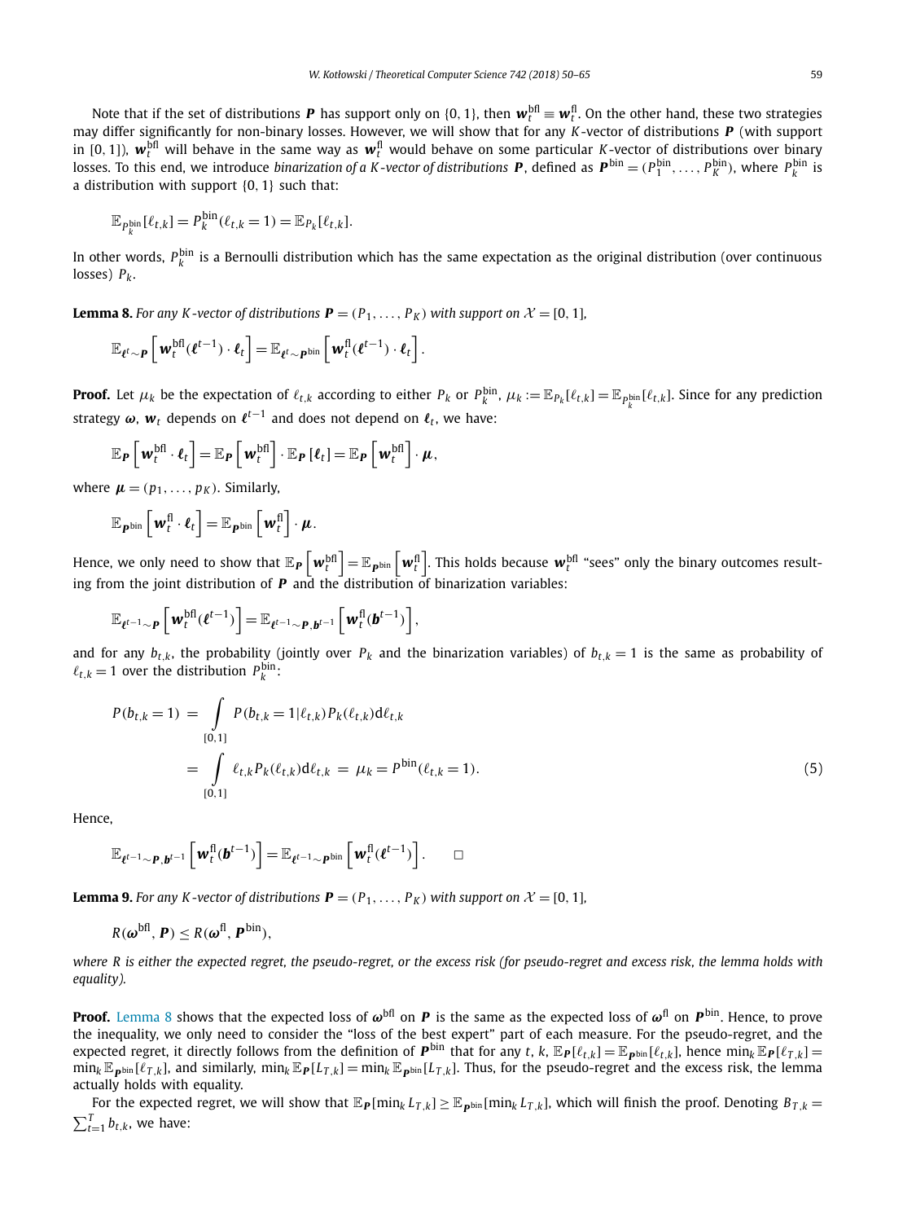Note that if the set of distributions $\boldsymbol{P}$ has support only on $\{0,1\}$, then $\boldsymbol{w}_t^{\text{bfl}} \equiv \boldsymbol{w}_t^{\text{fl}}$. On the other hand, these two strategies may differ significantly for non-binary losses. However, we will show that for any $K$-vector of distributions $\boldsymbol{P}$ (with support in $[0,1]$), $\boldsymbol{w}_t^{\text{bfl}}$ will behave in the same way as $\boldsymbol{w}_t^{\text{fl}}$ would behave on some particular $K$-vector of distributions over binary losses. To this end, we introduce *binarization of a $K$-vector of distributions* $\boldsymbol{P}$, defined as $\boldsymbol{P}^{\text{bin}} = (P_1^{\text{bin}}, \ldots, P_K^{\text{bin}})$, where $P_k^{\text{bin}}$ is a distribution with support $\{0,1\}$ such that:

$$\mathbb{E}_{P_k^{\text{bin}}}[\ell_{t,k}] = P_k^{\text{bin}}(\ell_{t,k} = 1) = \mathbb{E}_{P_k}[\ell_{t,k}].$$

In other words, $P_k^{\text{bin}}$ is a Bernoulli distribution which has the same expectation as the original distribution (over continuous losses) $P_k$.

**Lemma 8.** *For any $K$-vector of distributions $\boldsymbol{P} = (P_1, \ldots, P_K)$ with support on $\mathcal{X} = [0,1]$,*

$$\mathbb{E}_{\boldsymbol{\ell}^t \sim \boldsymbol{P}}\left[\boldsymbol{w}_t^{\text{bfl}}(\boldsymbol{\ell}^{t-1}) \cdot \boldsymbol{\ell}_t\right] = \mathbb{E}_{\boldsymbol{\ell}^t \sim \boldsymbol{P}^{\text{bin}}}\left[\boldsymbol{w}_t^{\text{fl}}(\boldsymbol{\ell}^{t-1}) \cdot \boldsymbol{\ell}_t\right].$$

**Proof.** Let $\mu_k$ be the expectation of $\ell_{t,k}$ according to either $P_k$ or $P_k^{\text{bin}}$, $\mu_k := \mathbb{E}_{P_k}[\ell_{t,k}] = \mathbb{E}_{P_k^{\text{bin}}}[\ell_{t,k}]$. Since for any prediction strategy $\boldsymbol{\omega}$, $\boldsymbol{w}_t$ depends on $\boldsymbol{\ell}^{t-1}$ and does not depend on $\boldsymbol{\ell}_t$, we have:

$$\mathbb{E}_{\boldsymbol{P}}\left[\boldsymbol{w}_t^{\text{bfl}} \cdot \boldsymbol{\ell}_t\right] = \mathbb{E}_{\boldsymbol{P}}\left[\boldsymbol{w}_t^{\text{bfl}}\right] \cdot \mathbb{E}_{\boldsymbol{P}}\left[\boldsymbol{\ell}_t\right] = \mathbb{E}_{\boldsymbol{P}}\left[\boldsymbol{w}_t^{\text{bfl}}\right] \cdot \boldsymbol{\mu},$$

where $\boldsymbol{\mu} = (p_1, \ldots, p_K)$. Similarly,

$$\mathbb{E}_{\boldsymbol{P}^{\text{bin}}}\left[\boldsymbol{w}_t^{\text{fl}} \cdot \boldsymbol{\ell}_t\right] = \mathbb{E}_{\boldsymbol{P}^{\text{bin}}}\left[\boldsymbol{w}_t^{\text{fl}}\right] \cdot \boldsymbol{\mu}.$$

Hence, we only need to show that $\mathbb{E}_{\boldsymbol{P}}\left[\boldsymbol{w}_t^{\text{bfl}}\right] = \mathbb{E}_{\boldsymbol{P}^{\text{bin}}}\left[\boldsymbol{w}_t^{\text{fl}}\right]$. This holds because $\boldsymbol{w}_t^{\text{bfl}}$ "sees" only the binary outcomes resulting from the joint distribution of $\boldsymbol{P}$ and the distribution of binarization variables:

$$\mathbb{E}_{\boldsymbol{\ell}^{t-1} \sim \boldsymbol{P}}\left[\boldsymbol{w}_t^{\text{bfl}}(\boldsymbol{\ell}^{t-1})\right] = \mathbb{E}_{\boldsymbol{\ell}^{t-1} \sim \boldsymbol{P}, \boldsymbol{b}^{t-1}}\left[\boldsymbol{w}_t^{\text{fl}}(\boldsymbol{b}^{t-1})\right],$$

and for any $b_{t,k}$, the probability (jointly over $P_k$ and the binarization variables) of $b_{t,k} = 1$ is the same as probability of $\ell_{t,k} = 1$ over the distribution $P_k^{\text{bin}}$:

$$\begin{aligned}
P(b_{t,k} = 1) &= \int_{[0,1]} P(b_{t,k} = 1 | \ell_{t,k}) P_k(\ell_{t,k}) \mathrm{d}\ell_{t,k} \\
&= \int_{[0,1]} \ell_{t,k} P_k(\ell_{t,k}) \mathrm{d}\ell_{t,k} = \mu_k = P^{\text{bin}}(\ell_{t,k} = 1).
\end{aligned} \tag{5}$$

Hence,

$$\mathbb{E}_{\boldsymbol{\ell}^{t-1} \sim \boldsymbol{P}, \boldsymbol{b}^{t-1}}\left[\boldsymbol{w}_t^{\text{fl}}(\boldsymbol{b}^{t-1})\right] = \mathbb{E}_{\boldsymbol{\ell}^{t-1} \sim \boldsymbol{P}^{\text{bin}}}\left[\boldsymbol{w}_t^{\text{fl}}(\boldsymbol{\ell}^{t-1})\right]. \qquad \square$$

**Lemma 9.** *For any $K$-vector of distributions $\boldsymbol{P} = (P_1, \ldots, P_K)$ with support on $\mathcal{X} = [0,1]$,*

$$R(\boldsymbol{\omega}^{\text{bfl}}, \boldsymbol{P}) \leq R(\boldsymbol{\omega}^{\text{fl}}, \boldsymbol{P}^{\text{bin}}),$$

*where $R$ is either the expected regret, the pseudo-regret, or the excess risk (for pseudo-regret and excess risk, the lemma holds with equality).*

**Proof.** Lemma 8 shows that the expected loss of $\boldsymbol{\omega}^{\text{bfl}}$ on $\boldsymbol{P}$ is the same as the expected loss of $\boldsymbol{\omega}^{\text{fl}}$ on $\boldsymbol{P}^{\text{bin}}$. Hence, to prove the inequality, we only need to consider the "loss of the best expert" part of each measure. For the pseudo-regret, and the expected regret, it directly follows from the definition of $\boldsymbol{P}^{\text{bin}}$ that for any $t$, $k$, $\mathbb{E}_{\boldsymbol{P}}[\ell_{t,k}] = \mathbb{E}_{\boldsymbol{P}^{\text{bin}}}[\ell_{t,k}]$, hence $\min_k \mathbb{E}_{\boldsymbol{P}}[\ell_{T,k}] = \min_k \mathbb{E}_{\boldsymbol{P}^{\text{bin}}}[\ell_{T,k}]$, and similarly, $\min_k \mathbb{E}_{\boldsymbol{P}}[L_{T,k}] = \min_k \mathbb{E}_{\boldsymbol{P}^{\text{bin}}}[L_{T,k}]$. Thus, for the pseudo-regret and the excess risk, the lemma actually holds with equality.

For the expected regret, we will show that $\mathbb{E}_{\boldsymbol{P}}[\min_k L_{T,k}] \geq \mathbb{E}_{\boldsymbol{P}^{\text{bin}}}[\min_k L_{T,k}]$, which will finish the proof. Denoting $B_{T,k} = \sum_{t=1}^T b_{t,k}$, we have: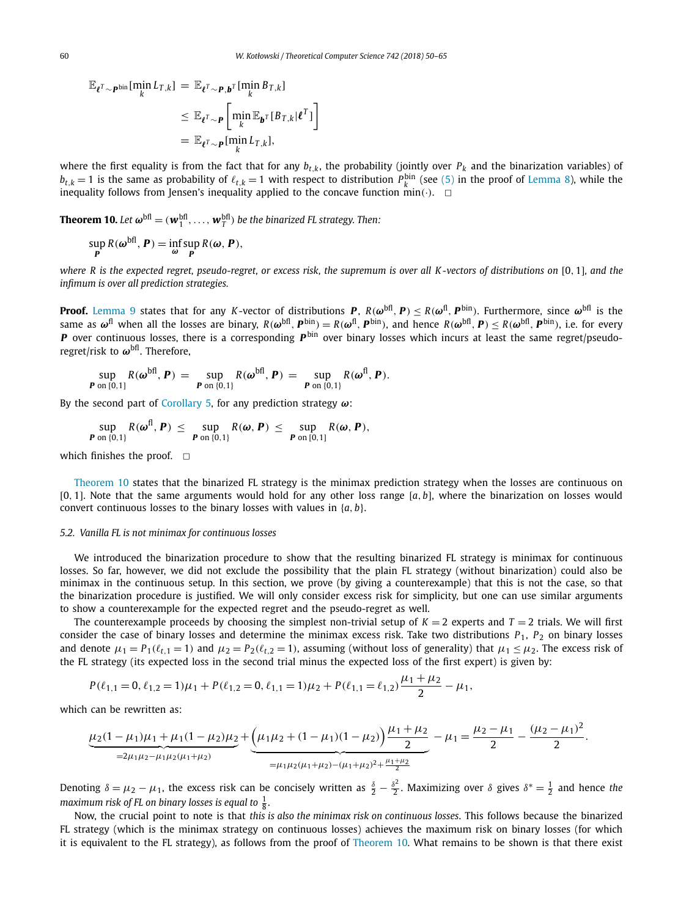$$
\begin{aligned}
\mathbb{E}_{\boldsymbol{\ell}^T \sim \boldsymbol{P}^{\mathrm{bin}}}[\min_k L_{T,k}] &= \mathbb{E}_{\boldsymbol{\ell}^T \sim \boldsymbol{P}, \boldsymbol{b}^T}[\min_k B_{T,k}] \\
&\leq \mathbb{E}_{\boldsymbol{\ell}^T \sim \boldsymbol{P}}\left[\min_k \mathbb{E}_{\boldsymbol{b}^T}[B_{T,k} | \boldsymbol{\ell}^T]\right] \\
&= \mathbb{E}_{\boldsymbol{\ell}^T \sim \boldsymbol{P}}[\min_k L_{T,k}],
\end{aligned}
$$

where the first equality is from the fact that for any $b_{t,k}$, the probability (jointly over $P_k$ and the binarization variables) of $b_{t,k} = 1$ is the same as probability of $\ell_{t,k} = 1$ with respect to distribution $P_k^{\mathrm{bin}}$ (see (5) in the proof of Lemma 8), while the inequality follows from Jensen's inequality applied to the concave function $\min(\cdot)$. $\square$

**Theorem 10.** *Let $\boldsymbol{\omega}^{\mathrm{bfl}} = (\boldsymbol{w}_1^{\mathrm{bfl}}, \ldots, \boldsymbol{w}_T^{\mathrm{bfl}})$ be the binarized FL strategy. Then:*

$$
\sup_{\boldsymbol{P}} R(\boldsymbol{\omega}^{\mathrm{bfl}}, \boldsymbol{P}) = \inf_{\boldsymbol{\omega}} \sup_{\boldsymbol{P}} R(\boldsymbol{\omega}, \boldsymbol{P}),
$$

*where $R$ is the expected regret, pseudo-regret, or excess risk, the supremum is over all $K$-vectors of distributions on $[0,1]$, and the infimum is over all prediction strategies.*

**Proof.** Lemma 9 states that for any $K$-vector of distributions $\boldsymbol{P}$, $R(\boldsymbol{\omega}^{\mathrm{bfl}}, \boldsymbol{P}) \leq R(\boldsymbol{\omega}^{\mathrm{fl}}, \boldsymbol{P}^{\mathrm{bin}})$. Furthermore, since $\boldsymbol{\omega}^{\mathrm{bfl}}$ is the same as $\boldsymbol{\omega}^{\mathrm{fl}}$ when all the losses are binary, $R(\boldsymbol{\omega}^{\mathrm{bfl}}, \boldsymbol{P}^{\mathrm{bin}}) = R(\boldsymbol{\omega}^{\mathrm{fl}}, \boldsymbol{P}^{\mathrm{bin}})$, and hence $R(\boldsymbol{\omega}^{\mathrm{bfl}}, \boldsymbol{P}) \leq R(\boldsymbol{\omega}^{\mathrm{bfl}}, \boldsymbol{P}^{\mathrm{bin}})$, i.e. for every $\boldsymbol{P}$ over continuous losses, there is a corresponding $\boldsymbol{P}^{\mathrm{bin}}$ over binary losses which incurs at least the same regret/pseudo-regret/risk to $\boldsymbol{\omega}^{\mathrm{bfl}}$. Therefore,

$$
\sup_{\boldsymbol{P} \text{ on } [0,1]} R(\boldsymbol{\omega}^{\mathrm{bfl}}, \boldsymbol{P}) = \sup_{\boldsymbol{P} \text{ on } \{0,1\}} R(\boldsymbol{\omega}^{\mathrm{bfl}}, \boldsymbol{P}) = \sup_{\boldsymbol{P} \text{ on } \{0,1\}} R(\boldsymbol{\omega}^{\mathrm{fl}}, \boldsymbol{P}).
$$

By the second part of Corollary 5, for any prediction strategy $\boldsymbol{\omega}$:

$$
\sup_{\boldsymbol{P} \text{ on } \{0,1\}} R(\boldsymbol{\omega}^{\mathrm{fl}}, \boldsymbol{P}) \leq \sup_{\boldsymbol{P} \text{ on } \{0,1\}} R(\boldsymbol{\omega}, \boldsymbol{P}) \leq \sup_{\boldsymbol{P} \text{ on } [0,1]} R(\boldsymbol{\omega}, \boldsymbol{P}),
$$

which finishes the proof. $\square$

Theorem 10 states that the binarized FL strategy is the minimax prediction strategy when the losses are continuous on $[0,1]$. Note that the same arguments would hold for any other loss range $[a,b]$, where the binarization on losses would convert continuous losses to the binary losses with values in $\{a,b\}$.

### 5.2. Vanilla FL is not minimax for continuous losses

We introduced the binarization procedure to show that the resulting binarized FL strategy is minimax for continuous losses. So far, however, we did not exclude the possibility that the plain FL strategy (without binarization) could also be minimax in the continuous setup. In this section, we prove (by giving a counterexample) that this is not the case, so that the binarization procedure is justified. We will only consider excess risk for simplicity, but one can use similar arguments to show a counterexample for the expected regret and the pseudo-regret as well.

The counterexample proceeds by choosing the simplest non-trivial setup of $K = 2$ experts and $T = 2$ trials. We will first consider the case of binary losses and determine the minimax excess risk. Take two distributions $P_1$, $P_2$ on binary losses and denote $\mu_1 = P_1(\ell_{t,1} = 1)$ and $\mu_2 = P_2(\ell_{t,2} = 1)$, assuming (without loss of generality) that $\mu_1 \leq \mu_2$. The excess risk of the FL strategy (its expected loss in the second trial minus the expected loss of the first expert) is given by:

$$
P(\ell_{1,1} = 0, \ell_{1,2} = 1)\mu_1 + P(\ell_{1,2} = 0, \ell_{1,1} = 1)\mu_2 + P(\ell_{1,1} = \ell_{1,2})\frac{\mu_1 + \mu_2}{2} - \mu_1,
$$

which can be rewritten as:

$$
\underbrace{\mu_2(1-\mu_1)\mu_1 + \mu_1(1-\mu_2)\mu_2}_{=2\mu_1\mu_2 - \mu_1\mu_2(\mu_1+\mu_2)} + \underbrace{\Big(\mu_1\mu_2 + (1-\mu_1)(1-\mu_2)\Big)\frac{\mu_1+\mu_2}{2}}_{=\mu_1\mu_2(\mu_1+\mu_2) - (\mu_1+\mu_2)^2 + \frac{\mu_1+\mu_2}{2}} - \mu_1 = \frac{\mu_2 - \mu_1}{2} - \frac{(\mu_2-\mu_1)^2}{2}.
$$

Denoting $\delta = \mu_2 - \mu_1$, the excess risk can be concisely written as $\frac{\delta}{2} - \frac{\delta^2}{2}$. Maximizing over $\delta$ gives $\delta^* = \frac{1}{2}$ and hence *the maximum risk of FL on binary losses is equal to* $\frac{1}{8}$.

Now, the crucial point to note is that *this is also the minimax risk on continuous losses*. This follows because the binarized FL strategy (which is the minimax strategy on continuous losses) achieves the maximum risk on binary losses (for which it is equivalent to the FL strategy), as follows from the proof of Theorem 10. What remains to be shown is that there exist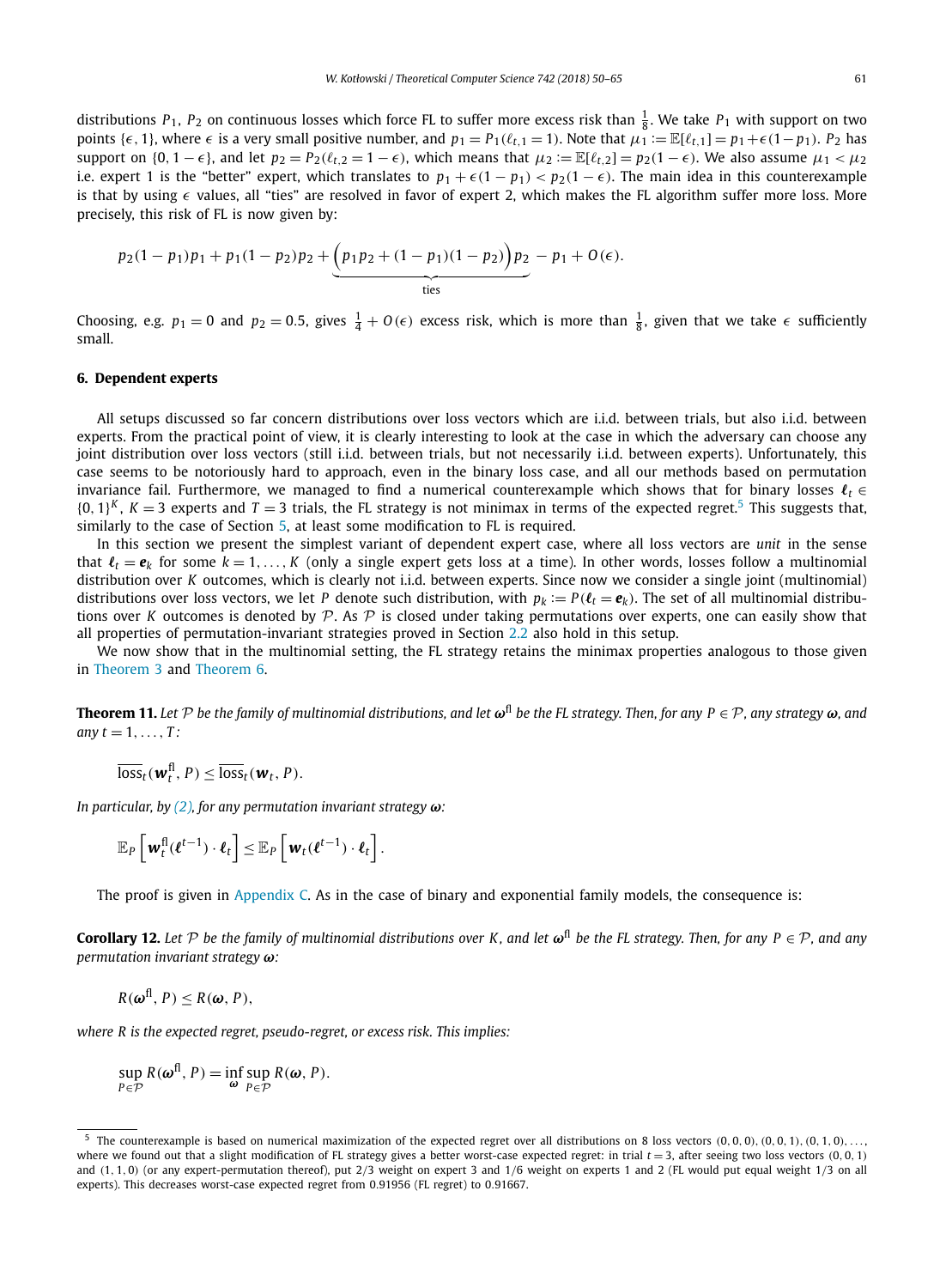distributions $P_1$, $P_2$ on continuous losses which force FL to suffer more excess risk than $\frac{1}{8}$. We take $P_1$ with support on two points $\{\epsilon, 1\}$, where $\epsilon$ is a very small positive number, and $p_1 = P_1(\ell_{t,1} = 1)$. Note that $\mu_1 := \mathbb{E}[\ell_{t,1}] = p_1 + \epsilon(1 - p_1)$. $P_2$ has support on $\{0, 1 - \epsilon\}$, and let $p_2 = P_2(\ell_{t,2} = 1 - \epsilon)$, which means that $\mu_2 := \mathbb{E}[\ell_{t,2}] = p_2(1 - \epsilon)$. We also assume $\mu_1 < \mu_2$ i.e. expert 1 is the "better" expert, which translates to $p_1 + \epsilon(1 - p_1) < p_2(1 - \epsilon)$. The main idea in this counterexample is that by using $\epsilon$ values, all "ties" are resolved in favor of expert 2, which makes the FL algorithm suffer more loss. More precisely, this risk of FL is now given by:

$$p_2(1 - p_1)p_1 + p_1(1 - p_2)p_2 + \underbrace{\Big(p_1 p_2 + (1 - p_1)(1 - p_2)\Big)p_2}_{\text{ties}} - p_1 + O(\epsilon).$$

Choosing, e.g. $p_1 = 0$ and $p_2 = 0.5$, gives $\frac{1}{4} + O(\epsilon)$ excess risk, which is more than $\frac{1}{8}$, given that we take $\epsilon$ sufficiently small.

## 6. Dependent experts

All setups discussed so far concern distributions over loss vectors which are i.i.d. between trials, but also i.i.d. between experts. From the practical point of view, it is clearly interesting to look at the case in which the adversary can choose any joint distribution over loss vectors (still i.i.d. between trials, but not necessarily i.i.d. between experts). Unfortunately, this case seems to be notoriously hard to approach, even in the binary loss case, and all our methods based on permutation invariance fail. Furthermore, we managed to find a numerical counterexample which shows that for binary losses $\boldsymbol{\ell}_t \in \{0, 1\}^K$, $K = 3$ experts and $T = 3$ trials, the FL strategy is not minimax in terms of the expected regret.[5] This suggests that, similarly to the case of Section 5, at least some modification to FL is required.

In this section we present the simplest variant of dependent expert case, where all loss vectors are *unit* in the sense that $\boldsymbol{\ell}_t = \boldsymbol{e}_k$ for some $k = 1, \dots, K$ (only a single expert gets loss at a time). In other words, losses follow a multinomial distribution over $K$ outcomes, which is clearly not i.i.d. between experts. Since now we consider a single joint (multinomial) distributions over loss vectors, we let $P$ denote such distribution, with $p_k := P(\boldsymbol{\ell}_t = \boldsymbol{e}_k)$. The set of all multinomial distributions over $K$ outcomes is denoted by $\mathcal{P}$. As $\mathcal{P}$ is closed under taking permutations over experts, one can easily show that all properties of permutation-invariant strategies proved in Section 2.2 also hold in this setup.

We now show that in the multinomial setting, the FL strategy retains the minimax properties analogous to those given in Theorem 3 and Theorem 6.

**Theorem 11.** *Let $\mathcal{P}$ be the family of multinomial distributions, and let $\boldsymbol{\omega}^{\text{fl}}$ be the FL strategy. Then, for any $P \in \mathcal{P}$, any strategy $\boldsymbol{\omega}$, and any $t = 1, \dots, T$:*

$$\overline{\text{loss}}_t(\boldsymbol{w}_t^{\text{fl}}, P) \leq \overline{\text{loss}}_t(\boldsymbol{w}_t, P).$$

*In particular, by (2), for any permutation invariant strategy $\boldsymbol{\omega}$:*

$$\mathbb{E}_P\left[\boldsymbol{w}_t^{\text{fl}}(\boldsymbol{\ell}^{t-1}) \cdot \boldsymbol{\ell}_t\right] \leq \mathbb{E}_P\left[\boldsymbol{w}_t(\boldsymbol{\ell}^{t-1}) \cdot \boldsymbol{\ell}_t\right].$$

The proof is given in Appendix C. As in the case of binary and exponential family models, the consequence is:

**Corollary 12.** *Let $\mathcal{P}$ be the family of multinomial distributions over $K$, and let $\boldsymbol{\omega}^{\text{fl}}$ be the FL strategy. Then, for any $P \in \mathcal{P}$, and any permutation invariant strategy $\boldsymbol{\omega}$:*

$$R(\boldsymbol{\omega}^{\text{fl}}, P) \leq R(\boldsymbol{\omega}, P),$$

*where $R$ is the expected regret, pseudo-regret, or excess risk. This implies:*

$$\sup_{P \in \mathcal{P}} R(\boldsymbol{\omega}^{\text{fl}}, P) = \inf_{\boldsymbol{\omega}} \sup_{P \in \mathcal{P}} R(\boldsymbol{\omega}, P).$$

---

[5] The counterexample is based on numerical maximization of the expected regret over all distributions on 8 loss vectors $(0,0,0), (0,0,1), (0,1,0), \dots$, where we found out that a slight modification of FL strategy gives a better worst-case expected regret: in trial $t = 3$, after seeing two loss vectors $(0,0,1)$ and $(1,1,0)$ (or any expert-permutation thereof), put 2/3 weight on expert 3 and 1/6 weight on experts 1 and 2 (FL would put equal weight 1/3 on all experts). This decreases worst-case expected regret from 0.91956 (FL regret) to 0.91667.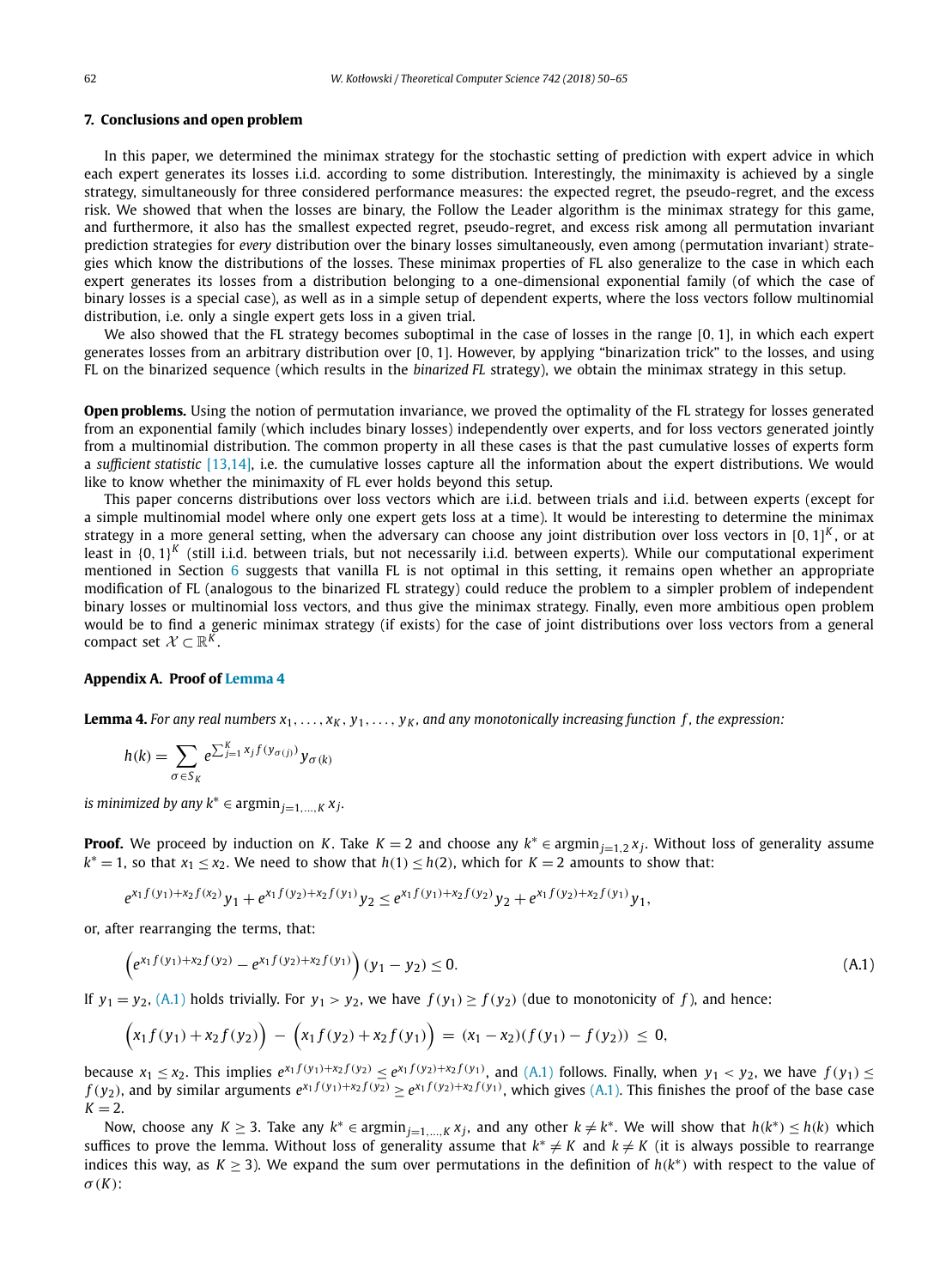## 7. Conclusions and open problem

In this paper, we determined the minimax strategy for the stochastic setting of prediction with expert advice in which each expert generates its losses i.i.d. according to some distribution. Interestingly, the minimaxity is achieved by a single strategy, simultaneously for three considered performance measures: the expected regret, the pseudo-regret, and the excess risk. We showed that when the losses are binary, the Follow the Leader algorithm is the minimax strategy for this game, and furthermore, it also has the smallest expected regret, pseudo-regret, and excess risk among all permutation invariant prediction strategies for *every* distribution over the binary losses simultaneously, even among (permutation invariant) strategies which know the distributions of the losses. These minimax properties of FL also generalize to the case in which each expert generates its losses from a distribution belonging to a one-dimensional exponential family (of which the case of binary losses is a special case), as well as in a simple setup of dependent experts, where the loss vectors follow multinomial distribution, i.e. only a single expert gets loss in a given trial.

We also showed that the FL strategy becomes suboptimal in the case of losses in the range $[0, 1]$, in which each expert generates losses from an arbitrary distribution over $[0, 1]$. However, by applying "binarization trick" to the losses, and using FL on the binarized sequence (which results in the *binarized FL* strategy), we obtain the minimax strategy in this setup.

**Open problems.** Using the notion of permutation invariance, we proved the optimality of the FL strategy for losses generated from an exponential family (which includes binary losses) independently over experts, and for loss vectors generated jointly from a multinomial distribution. The common property in all these cases is that the past cumulative losses of experts form a *sufficient statistic* [13,14], i.e. the cumulative losses capture all the information about the expert distributions. We would like to know whether the minimaxity of FL ever holds beyond this setup.

This paper concerns distributions over loss vectors which are i.i.d. between trials and i.i.d. between experts (except for a simple multinomial model where only one expert gets loss at a time). It would be interesting to determine the minimax strategy in a more general setting, when the adversary can choose any joint distribution over loss vectors in $[0, 1]^K$, or at least in $\{0, 1\}^K$ (still i.i.d. between trials, but not necessarily i.i.d. between experts). While our computational experiment mentioned in Section 6 suggests that vanilla FL is not optimal in this setting, it remains open whether an appropriate modification of FL (analogous to the binarized FL strategy) could reduce the problem to a simpler problem of independent binary losses or multinomial loss vectors, and thus give the minimax strategy. Finally, even more ambitious open problem would be to find a generic minimax strategy (if exists) for the case of joint distributions over loss vectors from a general compact set $\mathcal{X} \subset \mathbb{R}^K$.

## Appendix A. Proof of Lemma 4

**Lemma 4.** *For any real numbers $x_1, \ldots, x_K, y_1, \ldots, y_K$, and any monotonically increasing function $f$, the expression:*

$$h(k) = \sum_{\sigma \in S_K} e^{\sum_{j=1}^K x_j f(y_{\sigma(j)})} y_{\sigma(k)}$$

*is minimized by any $k^* \in \operatorname{argmin}_{j=1,\ldots,K} x_j$.*

**Proof.** We proceed by induction on $K$. Take $K = 2$ and choose any $k^* \in \operatorname{argmin}_{j=1,2} x_j$. Without loss of generality assume $k^* = 1$, so that $x_1 \le x_2$. We need to show that $h(1) \le h(2)$, which for $K = 2$ amounts to show that:

$$e^{x_1 f(y_1) + x_2 f(x_2)} y_1 + e^{x_1 f(y_2) + x_2 f(y_1)} y_2 \le e^{x_1 f(y_1) + x_2 f(y_2)} y_2 + e^{x_1 f(y_2) + x_2 f(y_1)} y_1,$$

or, after rearranging the terms, that:

$$\left(e^{x_1 f(y_1) + x_2 f(y_2)} - e^{x_1 f(y_2) + x_2 f(y_1)}\right)(y_1 - y_2) \le 0. \tag{A.1}$$

If $y_1 = y_2$, (A.1) holds trivially. For $y_1 > y_2$, we have $f(y_1) \ge f(y_2)$ (due to monotonicity of $f$), and hence:

$$\left(x_1 f(y_1) + x_2 f(y_2)\right) - \left(x_1 f(y_2) + x_2 f(y_1)\right) = (x_1 - x_2)(f(y_1) - f(y_2)) \le 0,$$

because $x_1 \le x_2$. This implies $e^{x_1 f(y_1) + x_2 f(y_2)} \le e^{x_1 f(y_2) + x_2 f(y_1)}$, and (A.1) follows. Finally, when $y_1 < y_2$, we have $f(y_1) \le f(y_2)$, and by similar arguments $e^{x_1 f(y_1) + x_2 f(y_2)} \ge e^{x_1 f(y_2) + x_2 f(y_1)}$, which gives (A.1). This finishes the proof of the base case $K = 2$.

Now, choose any $K \ge 3$. Take any $k^* \in \operatorname{argmin}_{j=1,\ldots,K} x_j$, and any other $k \ne k^*$. We will show that $h(k^*) \le h(k)$ which suffices to prove the lemma. Without loss of generality assume that $k^* \ne K$ and $k \ne K$ (it is always possible to rearrange indices this way, as $K \ge 3$). We expand the sum over permutations in the definition of $h(k^*)$ with respect to the value of $\sigma(K)$: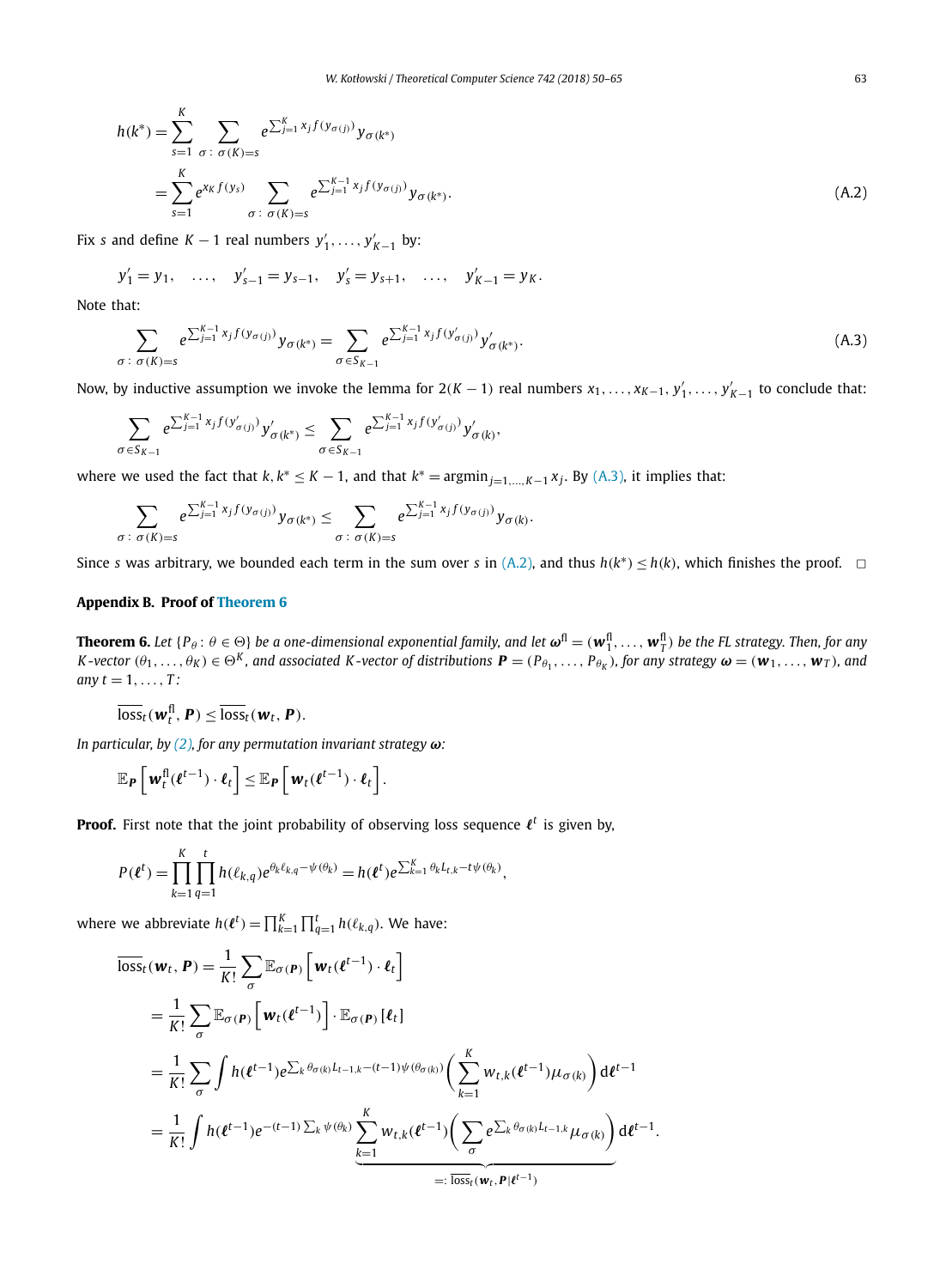$$
\begin{aligned}
h(k^*) &= \sum_{s=1}^{K} \sum_{\sigma\,:\,\sigma(K)=s} e^{\sum_{j=1}^{K} x_j f(y_{\sigma(j)})} y_{\sigma(k^*)} \\
&= \sum_{s=1}^{K} e^{x_K f(y_s)} \sum_{\sigma\,:\,\sigma(K)=s} e^{\sum_{j=1}^{K-1} x_j f(y_{\sigma(j)})} y_{\sigma(k^*)}.
\end{aligned}
\tag{A.2}
$$

Fix $s$ and define $K-1$ real numbers $y'_1, \ldots, y'_{K-1}$ by:

$$
y'_1 = y_1, \quad \ldots, \quad y'_{s-1} = y_{s-1}, \quad y'_s = y_{s+1}, \quad \ldots, \quad y'_{K-1} = y_K.
$$

Note that:

$$
\sum_{\sigma\,:\,\sigma(K)=s} e^{\sum_{j=1}^{K-1} x_j f(y_{\sigma(j)})} y_{\sigma(k^*)} = \sum_{\sigma \in S_{K-1}} e^{\sum_{j=1}^{K-1} x_j f(y'_{\sigma(j)})} y'_{\sigma(k^*)}.
\tag{A.3}
$$

Now, by inductive assumption we invoke the lemma for $2(K-1)$ real numbers $x_1, \ldots, x_{K-1}, y'_1, \ldots, y'_{K-1}$ to conclude that:

$$
\sum_{\sigma \in S_{K-1}} e^{\sum_{j=1}^{K-1} x_j f(y'_{\sigma(j)})} y'_{\sigma(k^*)} \le \sum_{\sigma \in S_{K-1}} e^{\sum_{j=1}^{K-1} x_j f(y'_{\sigma(j)})} y'_{\sigma(k)},
$$

where we used the fact that $k, k^* \le K-1$, and that $k^* = \operatorname{argmin}_{j=1,\ldots,K-1} x_j$. By (A.3), it implies that:

$$
\sum_{\sigma\,:\,\sigma(K)=s} e^{\sum_{j=1}^{K-1} x_j f(y_{\sigma(j)})} y_{\sigma(k^*)} \le \sum_{\sigma\,:\,\sigma(K)=s} e^{\sum_{j=1}^{K-1} x_j f(y_{\sigma(j)})} y_{\sigma(k)}.
$$

Since $s$ was arbitrary, we bounded each term in the sum over $s$ in (A.2), and thus $h(k^*) \le h(k)$, which finishes the proof. $\square$

## Appendix B. Proof of Theorem 6

**Theorem 6.** *Let $\{P_\theta : \theta \in \Theta\}$ be a one-dimensional exponential family, and let $\boldsymbol{\omega}^{\mathrm{fl}} = (\boldsymbol{w}_1^{\mathrm{fl}}, \ldots, \boldsymbol{w}_T^{\mathrm{fl}})$ be the FL strategy. Then, for any $K$-vector $(\theta_1, \ldots, \theta_K) \in \Theta^K$, and associated $K$-vector of distributions $\boldsymbol{P} = (P_{\theta_1}, \ldots, P_{\theta_K})$, for any strategy $\boldsymbol{\omega} = (\boldsymbol{w}_1, \ldots, \boldsymbol{w}_T)$, and any $t = 1, \ldots, T$:*

$$
\overline{\mathrm{loss}}_t(\boldsymbol{w}_t^{\mathrm{fl}}, \boldsymbol{P}) \le \overline{\mathrm{loss}}_t(\boldsymbol{w}_t, \boldsymbol{P}).
$$

*In particular, by (2), for any permutation invariant strategy $\boldsymbol{\omega}$:*

$$
\mathbb{E}_{\boldsymbol{P}}\left[\boldsymbol{w}_t^{\mathrm{fl}}(\boldsymbol{\ell}^{t-1}) \cdot \boldsymbol{\ell}_t\right] \le \mathbb{E}_{\boldsymbol{P}}\left[\boldsymbol{w}_t(\boldsymbol{\ell}^{t-1}) \cdot \boldsymbol{\ell}_t\right].
$$

**Proof.** First note that the joint probability of observing loss sequence $\boldsymbol{\ell}^t$ is given by,

$$
P(\boldsymbol{\ell}^t) = \prod_{k=1}^{K} \prod_{q=1}^{t} h(\ell_{k,q}) e^{\theta_k \ell_{k,q} - \psi(\theta_k)} = h(\boldsymbol{\ell}^t) e^{\sum_{k=1}^{K} \theta_k L_{t,k} - t\psi(\theta_k)},
$$

where we abbreviate $h(\boldsymbol{\ell}^t) = \prod_{k=1}^{K} \prod_{q=1}^{t} h(\ell_{k,q})$. We have:

$$
\begin{aligned}
\overline{\mathrm{loss}}_t(\boldsymbol{w}_t, \boldsymbol{P}) &= \frac{1}{K!} \sum_{\sigma} \mathbb{E}_{\sigma(\boldsymbol{P})}\left[\boldsymbol{w}_t(\boldsymbol{\ell}^{t-1}) \cdot \boldsymbol{\ell}_t\right] \\
&= \frac{1}{K!} \sum_{\sigma} \mathbb{E}_{\sigma(\boldsymbol{P})}\left[\boldsymbol{w}_t(\boldsymbol{\ell}^{t-1})\right] \cdot \mathbb{E}_{\sigma(\boldsymbol{P})}[\boldsymbol{\ell}_t] \\
&= \frac{1}{K!} \sum_{\sigma} \int h(\boldsymbol{\ell}^{t-1}) e^{\sum_k \theta_{\sigma(k)} L_{t-1,k} - (t-1)\psi(\theta_{\sigma(k)})} \left( \sum_{k=1}^{K} w_{t,k}(\boldsymbol{\ell}^{t-1}) \mu_{\sigma(k)} \right) \mathrm{d}\boldsymbol{\ell}^{t-1} \\
&= \frac{1}{K!} \int h(\boldsymbol{\ell}^{t-1}) e^{-(t-1)\sum_k \psi(\theta_k)} \underbrace{\sum_{k=1}^{K} w_{t,k}(\boldsymbol{\ell}^{t-1}) \left( \sum_{\sigma} e^{\sum_k \theta_{\sigma(k)} L_{t-1,k}} \mu_{\sigma(k)} \right)}_{=:\, \overline{\mathrm{loss}}_t(\boldsymbol{w}_t, \boldsymbol{P} \mid \boldsymbol{\ell}^{t-1})} \mathrm{d}\boldsymbol{\ell}^{t-1}.
\end{aligned}
$$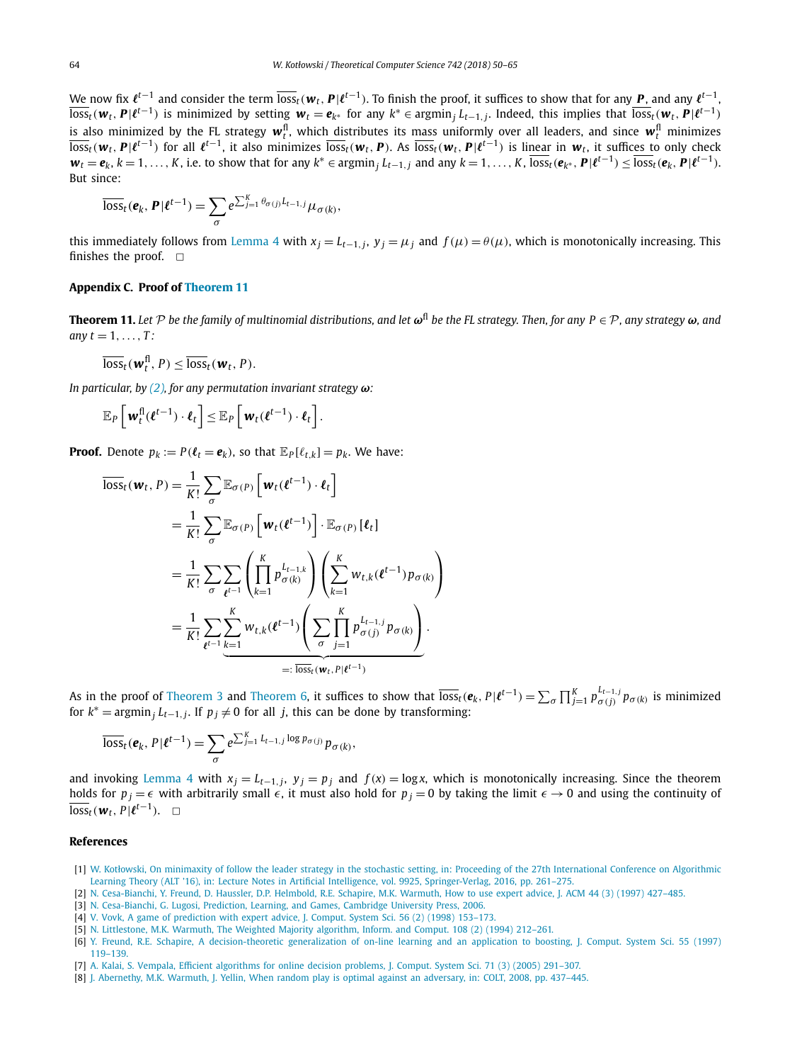We now fix $\boldsymbol{\ell}^{t-1}$ and consider the term $\overline{\mathrm{loss}}_t(\boldsymbol{w}_t, \boldsymbol{P}|\boldsymbol{\ell}^{t-1})$. To finish the proof, it suffices to show that for any $\boldsymbol{P}$, and any $\boldsymbol{\ell}^{t-1}$, $\overline{\mathrm{loss}}_t(\boldsymbol{w}_t, \boldsymbol{P}|\boldsymbol{\ell}^{t-1})$ is minimized by setting $\boldsymbol{w}_t = \boldsymbol{e}_{k^*}$ for any $k^* \in \operatorname{argmin}_j L_{t-1,j}$. Indeed, this implies that $\overline{\mathrm{loss}}_t(\boldsymbol{w}_t, \boldsymbol{P}|\boldsymbol{\ell}^{t-1})$ is also minimized by the FL strategy $\boldsymbol{w}_t^{\mathrm{fl}}$, which distributes its mass uniformly over all leaders, and since $\boldsymbol{w}_t^{\mathrm{fl}}$ minimizes $\overline{\mathrm{loss}}_t(\boldsymbol{w}_t, \boldsymbol{P}|\boldsymbol{\ell}^{t-1})$ for all $\boldsymbol{\ell}^{t-1}$, it also minimizes $\overline{\mathrm{loss}}_t(\boldsymbol{w}_t, \boldsymbol{P})$. As $\overline{\mathrm{loss}}_t(\boldsymbol{w}_t, \boldsymbol{P}|\boldsymbol{\ell}^{t-1})$ is linear in $\boldsymbol{w}_t$, it suffices to only check $\boldsymbol{w}_t = \boldsymbol{e}_k$, $k = 1, \ldots, K$, i.e. to show that for any $k^* \in \operatorname{argmin}_j L_{t-1,j}$ and any $k = 1, \ldots, K$, $\overline{\mathrm{loss}}_t(\boldsymbol{e}_{k^*}, \boldsymbol{P}|\boldsymbol{\ell}^{t-1}) \leq \overline{\mathrm{loss}}_t(\boldsymbol{e}_k, \boldsymbol{P}|\boldsymbol{\ell}^{t-1})$. But since:

$$\overline{\mathrm{loss}}_t(\boldsymbol{e}_k, \boldsymbol{P}|\boldsymbol{\ell}^{t-1}) = \sum_{\sigma} e^{\sum_{j=1}^{K} \theta_{\sigma(j)} L_{t-1,j}} \mu_{\sigma(k)},$$

this immediately follows from Lemma 4 with $x_j = L_{t-1,j}$, $y_j = \mu_j$ and $f(\mu) = \theta(\mu)$, which is monotonically increasing. This finishes the proof. $\square$

## Appendix C. Proof of Theorem 11

**Theorem 11.** *Let $\mathcal{P}$ be the family of multinomial distributions, and let $\boldsymbol{\omega}^{\mathrm{fl}}$ be the FL strategy. Then, for any $P \in \mathcal{P}$, any strategy $\boldsymbol{\omega}$, and any $t = 1, \ldots, T$:*

$$\overline{\mathrm{loss}}_t(\boldsymbol{w}_t^{\mathrm{fl}}, P) \leq \overline{\mathrm{loss}}_t(\boldsymbol{w}_t, P).$$

*In particular, by (2), for any permutation invariant strategy $\boldsymbol{\omega}$:*

$$\mathbb{E}_P\left[\boldsymbol{w}_t^{\mathrm{fl}}(\boldsymbol{\ell}^{t-1}) \cdot \boldsymbol{\ell}_t\right] \leq \mathbb{E}_P\left[\boldsymbol{w}_t(\boldsymbol{\ell}^{t-1}) \cdot \boldsymbol{\ell}_t\right].$$

**Proof.** Denote $p_k := P(\boldsymbol{\ell}_t = \boldsymbol{e}_k)$, so that $\mathbb{E}_P[\ell_{t,k}] = p_k$. We have:

$$\begin{aligned}
\overline{\mathrm{loss}}_t(\boldsymbol{w}_t, P) &= \frac{1}{K!} \sum_{\sigma} \mathbb{E}_{\sigma(P)}\left[\boldsymbol{w}_t(\boldsymbol{\ell}^{t-1}) \cdot \boldsymbol{\ell}_t\right] \\
&= \frac{1}{K!} \sum_{\sigma} \mathbb{E}_{\sigma(P)}\left[\boldsymbol{w}_t(\boldsymbol{\ell}^{t-1})\right] \cdot \mathbb{E}_{\sigma(P)}\left[\boldsymbol{\ell}_t\right] \\
&= \frac{1}{K!} \sum_{\sigma} \sum_{\boldsymbol{\ell}^{t-1}} \left(\prod_{k=1}^{K} p_{\sigma(k)}^{L_{t-1,k}}\right) \left(\sum_{k=1}^{K} w_{t,k}(\boldsymbol{\ell}^{t-1}) p_{\sigma(k)}\right) \\
&= \frac{1}{K!} \sum_{\boldsymbol{\ell}^{t-1}} \underbrace{\sum_{k=1}^{K} w_{t,k}(\boldsymbol{\ell}^{t-1}) \left(\sum_{\sigma} \prod_{j=1}^{K} p_{\sigma(j)}^{L_{t-1,j}} p_{\sigma(k)}\right)}_{=:\, \overline{\mathrm{loss}}_t(\boldsymbol{w}_t, P|\boldsymbol{\ell}^{t-1})}.
\end{aligned}$$

As in the proof of Theorem 3 and Theorem 6, it suffices to show that $\overline{\mathrm{loss}}_t(\boldsymbol{e}_k, P|\boldsymbol{\ell}^{t-1}) = \sum_{\sigma} \prod_{j=1}^{K} p_{\sigma(j)}^{L_{t-1,j}} p_{\sigma(k)}$ is minimized for $k^* = \operatorname{argmin}_j L_{t-1,j}$. If $p_j \neq 0$ for all $j$, this can be done by transforming:

$$\overline{\mathrm{loss}}_t(\boldsymbol{e}_k, P|\boldsymbol{\ell}^{t-1}) = \sum_{\sigma} e^{\sum_{j=1}^{K} L_{t-1,j} \log p_{\sigma(j)}} p_{\sigma(k)},$$

and invoking Lemma 4 with $x_j = L_{t-1,j}$, $y_j = p_j$ and $f(x) = \log x$, which is monotonically increasing. Since the theorem holds for $p_j = \epsilon$ with arbitrarily small $\epsilon$, it must also hold for $p_j = 0$ by taking the limit $\epsilon \to 0$ and using the continuity of $\overline{\mathrm{loss}}_t(\boldsymbol{w}_t, P|\boldsymbol{\ell}^{t-1})$. $\square$

## References

[1] W. Kotłowski, On minimaxity of follow the leader strategy in the stochastic setting, in: Proceeding of the 27th International Conference on Algorithmic Learning Theory (ALT '16), in: Lecture Notes in Artificial Intelligence, vol. 9925, Springer-Verlag, 2016, pp. 261–275.

[2] N. Cesa-Bianchi, Y. Freund, D. Haussler, D.P. Helmbold, R.E. Schapire, M.K. Warmuth, How to use expert advice, J. ACM 44 (3) (1997) 427–485.

[3] N. Cesa-Bianchi, G. Lugosi, Prediction, Learning, and Games, Cambridge University Press, 2006.

[4] V. Vovk, A game of prediction with expert advice, J. Comput. System Sci. 56 (2) (1998) 153–173.

[5] N. Littlestone, M.K. Warmuth, The Weighted Majority algorithm, Inform. and Comput. 108 (2) (1994) 212–261.

[6] Y. Freund, R.E. Schapire, A decision-theoretic generalization of on-line learning and an application to boosting, J. Comput. System Sci. 55 (1997) 119–139.

[7] A. Kalai, S. Vempala, Efficient algorithms for online decision problems, J. Comput. System Sci. 71 (3) (2005) 291–307.

[8] J. Abernethy, M.K. Warmuth, J. Yellin, When random play is optimal against an adversary, in: COLT, 2008, pp. 437–445.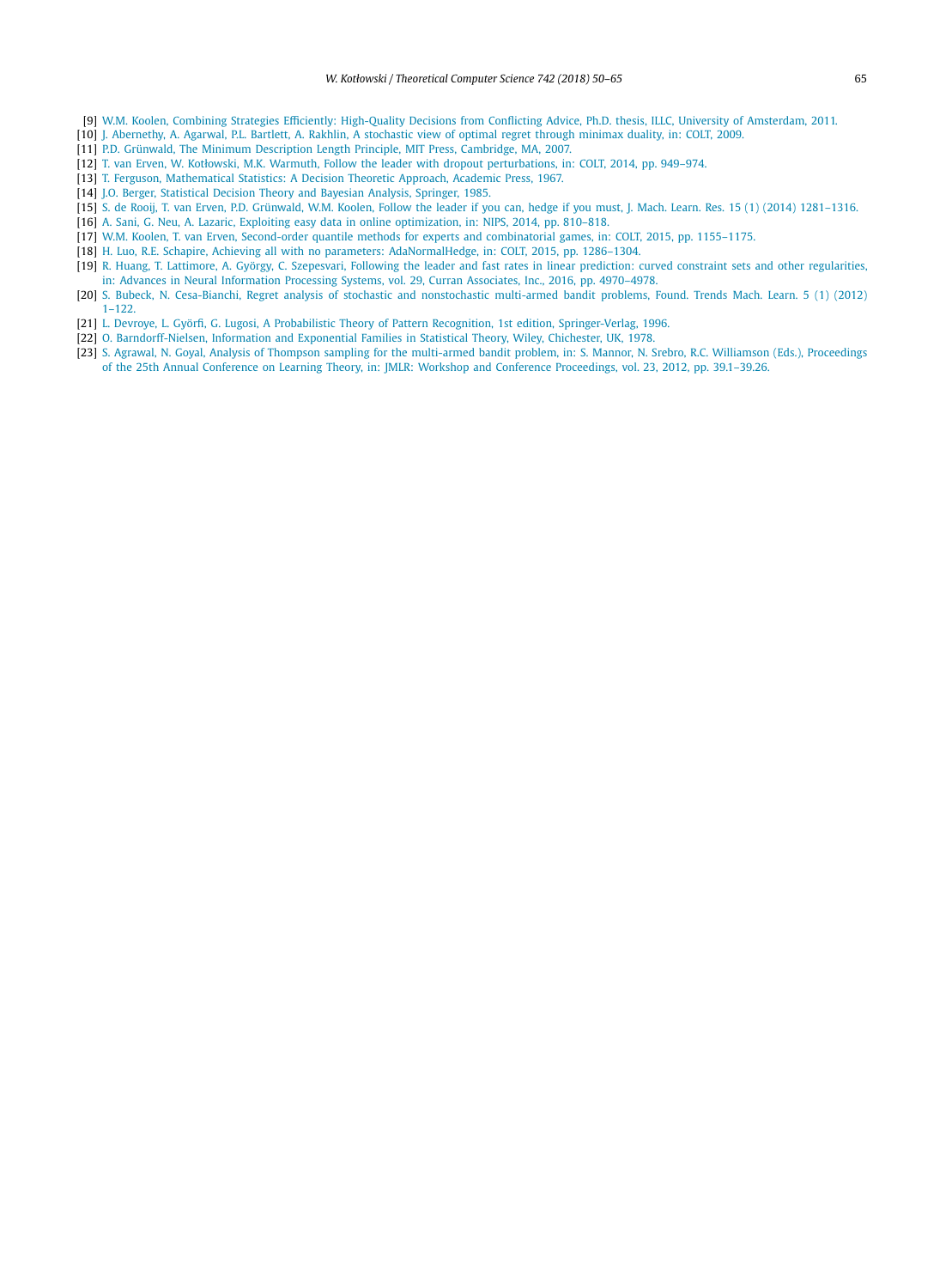[9] W.M. Koolen, Combining Strategies Efficiently: High-Quality Decisions from Conflicting Advice, Ph.D. thesis, ILLC, University of Amsterdam, 2011.

[10] J. Abernethy, A. Agarwal, P.L. Bartlett, A. Rakhlin, A stochastic view of optimal regret through minimax duality, in: COLT, 2009.

[11] P.D. Grünwald, The Minimum Description Length Principle, MIT Press, Cambridge, MA, 2007.

[12] T. van Erven, W. Kotłowski, M.K. Warmuth, Follow the leader with dropout perturbations, in: COLT, 2014, pp. 949–974.

[13] T. Ferguson, Mathematical Statistics: A Decision Theoretic Approach, Academic Press, 1967.

[14] J.O. Berger, Statistical Decision Theory and Bayesian Analysis, Springer, 1985.

[15] S. de Rooij, T. van Erven, P.D. Grünwald, W.M. Koolen, Follow the leader if you can, hedge if you must, J. Mach. Learn. Res. 15 (1) (2014) 1281–1316.

[16] A. Sani, G. Neu, A. Lazaric, Exploiting easy data in online optimization, in: NIPS, 2014, pp. 810–818.

[17] W.M. Koolen, T. van Erven, Second-order quantile methods for experts and combinatorial games, in: COLT, 2015, pp. 1155–1175.

[18] H. Luo, R.E. Schapire, Achieving all with no parameters: AdaNormalHedge, in: COLT, 2015, pp. 1286–1304.

[19] R. Huang, T. Lattimore, A. György, C. Szepesvari, Following the leader and fast rates in linear prediction: curved constraint sets and other regularities, in: Advances in Neural Information Processing Systems, vol. 29, Curran Associates, Inc., 2016, pp. 4970–4978.

[20] S. Bubeck, N. Cesa-Bianchi, Regret analysis of stochastic and nonstochastic multi-armed bandit problems, Found. Trends Mach. Learn. 5 (1) (2012) 1–122.

[21] L. Devroye, L. Györfi, G. Lugosi, A Probabilistic Theory of Pattern Recognition, 1st edition, Springer-Verlag, 1996.

[22] O. Barndorff-Nielsen, Information and Exponential Families in Statistical Theory, Wiley, Chichester, UK, 1978.

[23] S. Agrawal, N. Goyal, Analysis of Thompson sampling for the multi-armed bandit problem, in: S. Mannor, N. Srebro, R.C. Williamson (Eds.), Proceedings of the 25th Annual Conference on Learning Theory, in: JMLR: Workshop and Conference Proceedings, vol. 23, 2012, pp. 39.1–39.26.